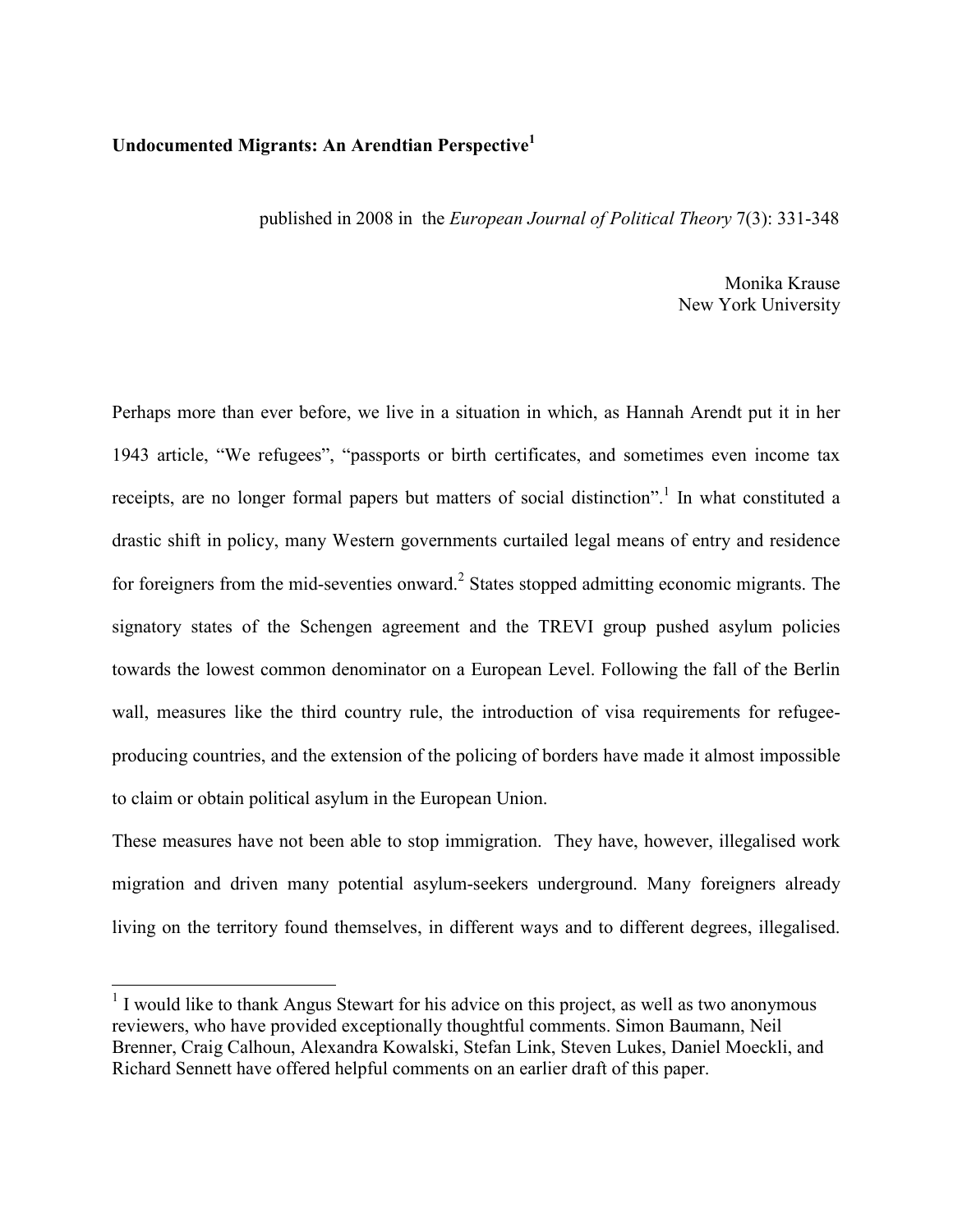**Undocumented Migrants: An Arendtian Perspective**[1]

published in 2008 in the *European Journal of Political Theory* 7(3): 331-348

Monika Krause
New York University

Perhaps more than ever before, we live in a situation in which, as Hannah Arendt put it in her 1943 article, "We refugees", "passports or birth certificates, and sometimes even income tax receipts, are no longer formal papers but matters of social distinction".[1] In what constituted a drastic shift in policy, many Western governments curtailed legal means of entry and residence for foreigners from the mid-seventies onward.[2] States stopped admitting economic migrants. The signatory states of the Schengen agreement and the TREVI group pushed asylum policies towards the lowest common denominator on a European Level. Following the fall of the Berlin wall, measures like the third country rule, the introduction of visa requirements for refugee-producing countries, and the extension of the policing of borders have made it almost impossible to claim or obtain political asylum in the European Union.

These measures have not been able to stop immigration. They have, however, illegalised work migration and driven many potential asylum-seekers underground. Many foreigners already living on the territory found themselves, in different ways and to different degrees, illegalised.

[1] I would like to thank Angus Stewart for his advice on this project, as well as two anonymous reviewers, who have provided exceptionally thoughtful comments. Simon Baumann, Neil Brenner, Craig Calhoun, Alexandra Kowalski, Stefan Link, Steven Lukes, Daniel Moeckli, and Richard Sennett have offered helpful comments on an earlier draft of this paper.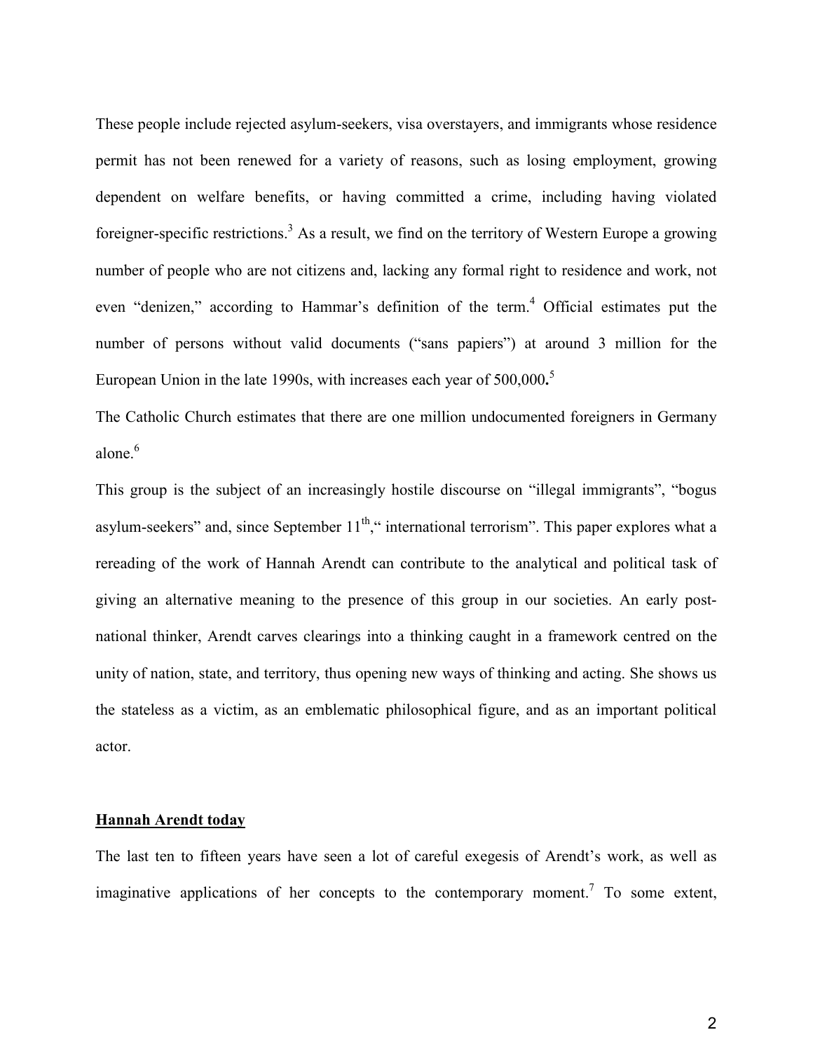These people include rejected asylum-seekers, visa overstayers, and immigrants whose residence permit has not been renewed for a variety of reasons, such as losing employment, growing dependent on welfare benefits, or having committed a crime, including having violated foreigner-specific restrictions.[3] As a result, we find on the territory of Western Europe a growing number of people who are not citizens and, lacking any formal right to residence and work, not even "denizen," according to Hammar's definition of the term.[4] Official estimates put the number of persons without valid documents ("sans papiers") at around 3 million for the European Union in the late 1990s, with increases each year of 500,000**.**[5]

The Catholic Church estimates that there are one million undocumented foreigners in Germany alone.[6]

This group is the subject of an increasingly hostile discourse on "illegal immigrants", "bogus asylum-seekers" and, since September 11th," international terrorism". This paper explores what a rereading of the work of Hannah Arendt can contribute to the analytical and political task of giving an alternative meaning to the presence of this group in our societies. An early post-national thinker, Arendt carves clearings into a thinking caught in a framework centred on the unity of nation, state, and territory, thus opening new ways of thinking and acting. She shows us the stateless as a victim, as an emblematic philosophical figure, and as an important political actor.

## Hannah Arendt today

The last ten to fifteen years have seen a lot of careful exegesis of Arendt's work, as well as imaginative applications of her concepts to the contemporary moment.[7] To some extent,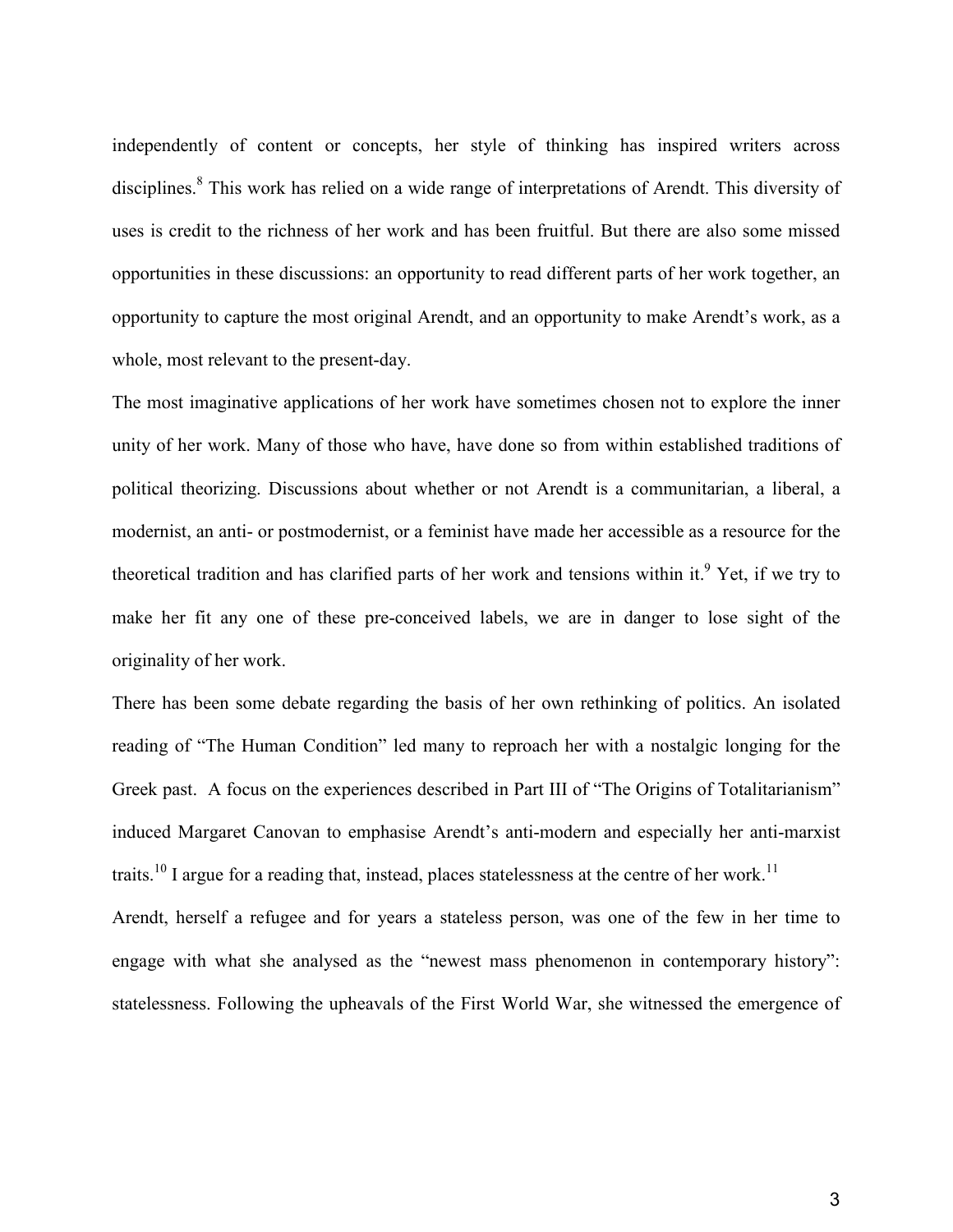independently of content or concepts, her style of thinking has inspired writers across disciplines.[8] This work has relied on a wide range of interpretations of Arendt. This diversity of uses is credit to the richness of her work and has been fruitful. But there are also some missed opportunities in these discussions: an opportunity to read different parts of her work together, an opportunity to capture the most original Arendt, and an opportunity to make Arendt's work, as a whole, most relevant to the present-day.

The most imaginative applications of her work have sometimes chosen not to explore the inner unity of her work. Many of those who have, have done so from within established traditions of political theorizing. Discussions about whether or not Arendt is a communitarian, a liberal, a modernist, an anti- or postmodernist, or a feminist have made her accessible as a resource for the theoretical tradition and has clarified parts of her work and tensions within it.[9] Yet, if we try to make her fit any one of these pre-conceived labels, we are in danger to lose sight of the originality of her work.

There has been some debate regarding the basis of her own rethinking of politics. An isolated reading of "The Human Condition" led many to reproach her with a nostalgic longing for the Greek past. A focus on the experiences described in Part III of "The Origins of Totalitarianism" induced Margaret Canovan to emphasise Arendt's anti-modern and especially her anti-marxist traits.[10] I argue for a reading that, instead, places statelessness at the centre of her work.[11]

Arendt, herself a refugee and for years a stateless person, was one of the few in her time to engage with what she analysed as the "newest mass phenomenon in contemporary history": statelessness. Following the upheavals of the First World War, she witnessed the emergence of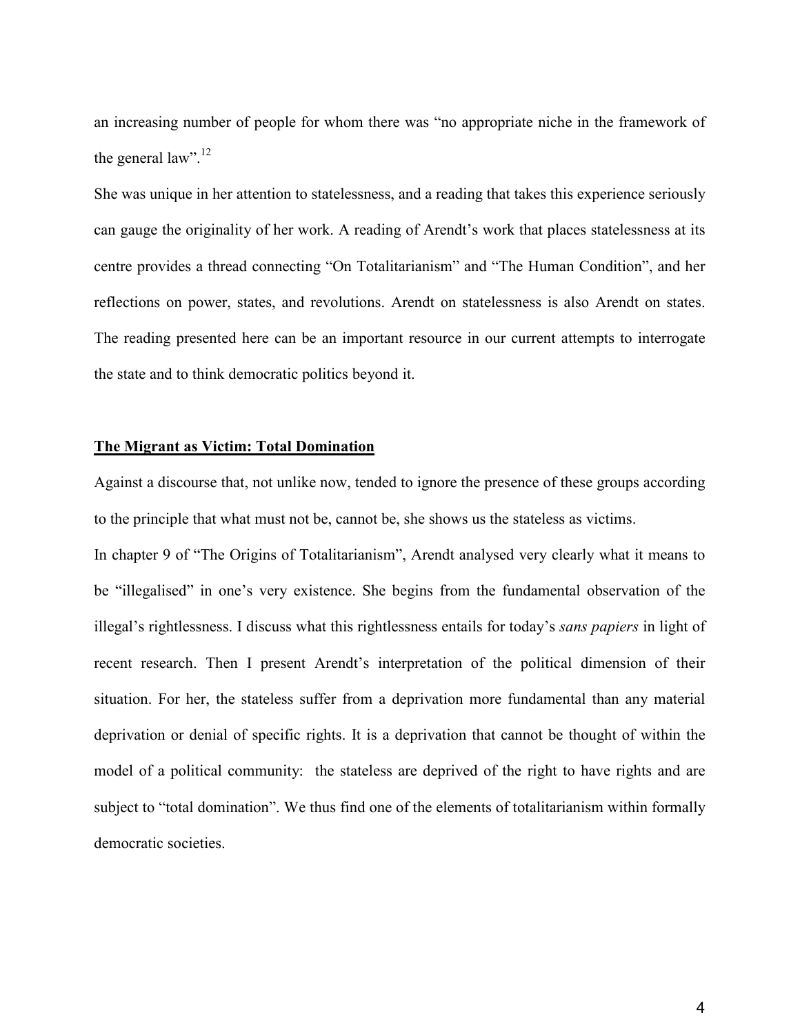an increasing number of people for whom there was "no appropriate niche in the framework of the general law".[12]

She was unique in her attention to statelessness, and a reading that takes this experience seriously can gauge the originality of her work. A reading of Arendt's work that places statelessness at its centre provides a thread connecting "On Totalitarianism" and "The Human Condition", and her reflections on power, states, and revolutions. Arendt on statelessness is also Arendt on states. The reading presented here can be an important resource in our current attempts to interrogate the state and to think democratic politics beyond it.

## The Migrant as Victim: Total Domination

Against a discourse that, not unlike now, tended to ignore the presence of these groups according to the principle that what must not be, cannot be, she shows us the stateless as victims.

In chapter 9 of "The Origins of Totalitarianism", Arendt analysed very clearly what it means to be "illegalised" in one's very existence. She begins from the fundamental observation of the illegal's rightlessness. I discuss what this rightlessness entails for today's *sans papiers* in light of recent research. Then I present Arendt's interpretation of the political dimension of their situation. For her, the stateless suffer from a deprivation more fundamental than any material deprivation or denial of specific rights. It is a deprivation that cannot be thought of within the model of a political community: the stateless are deprived of the right to have rights and are subject to "total domination". We thus find one of the elements of totalitarianism within formally democratic societies.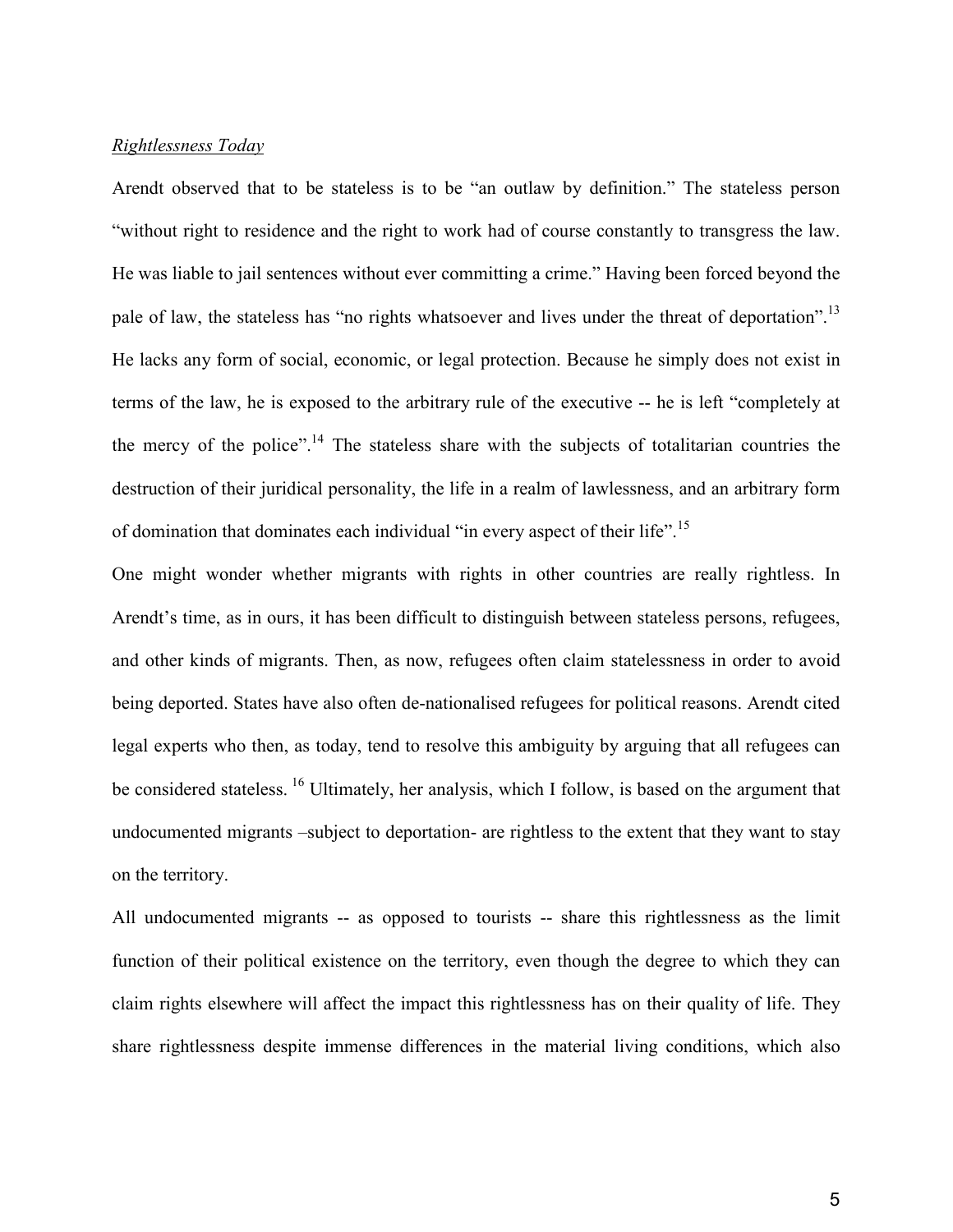*Rightlessness Today*

Arendt observed that to be stateless is to be "an outlaw by definition." The stateless person "without right to residence and the right to work had of course constantly to transgress the law. He was liable to jail sentences without ever committing a crime." Having been forced beyond the pale of law, the stateless has "no rights whatsoever and lives under the threat of deportation".[13] He lacks any form of social, economic, or legal protection. Because he simply does not exist in terms of the law, he is exposed to the arbitrary rule of the executive -- he is left "completely at the mercy of the police".[14] The stateless share with the subjects of totalitarian countries the destruction of their juridical personality, the life in a realm of lawlessness, and an arbitrary form of domination that dominates each individual "in every aspect of their life".[15]

One might wonder whether migrants with rights in other countries are really rightless. In Arendt's time, as in ours, it has been difficult to distinguish between stateless persons, refugees, and other kinds of migrants. Then, as now, refugees often claim statelessness in order to avoid being deported. States have also often de-nationalised refugees for political reasons. Arendt cited legal experts who then, as today, tend to resolve this ambiguity by arguing that all refugees can be considered stateless. [16] Ultimately, her analysis, which I follow, is based on the argument that undocumented migrants –subject to deportation- are rightless to the extent that they want to stay on the territory.

All undocumented migrants -- as opposed to tourists -- share this rightlessness as the limit function of their political existence on the territory, even though the degree to which they can claim rights elsewhere will affect the impact this rightlessness has on their quality of life. They share rightlessness despite immense differences in the material living conditions, which also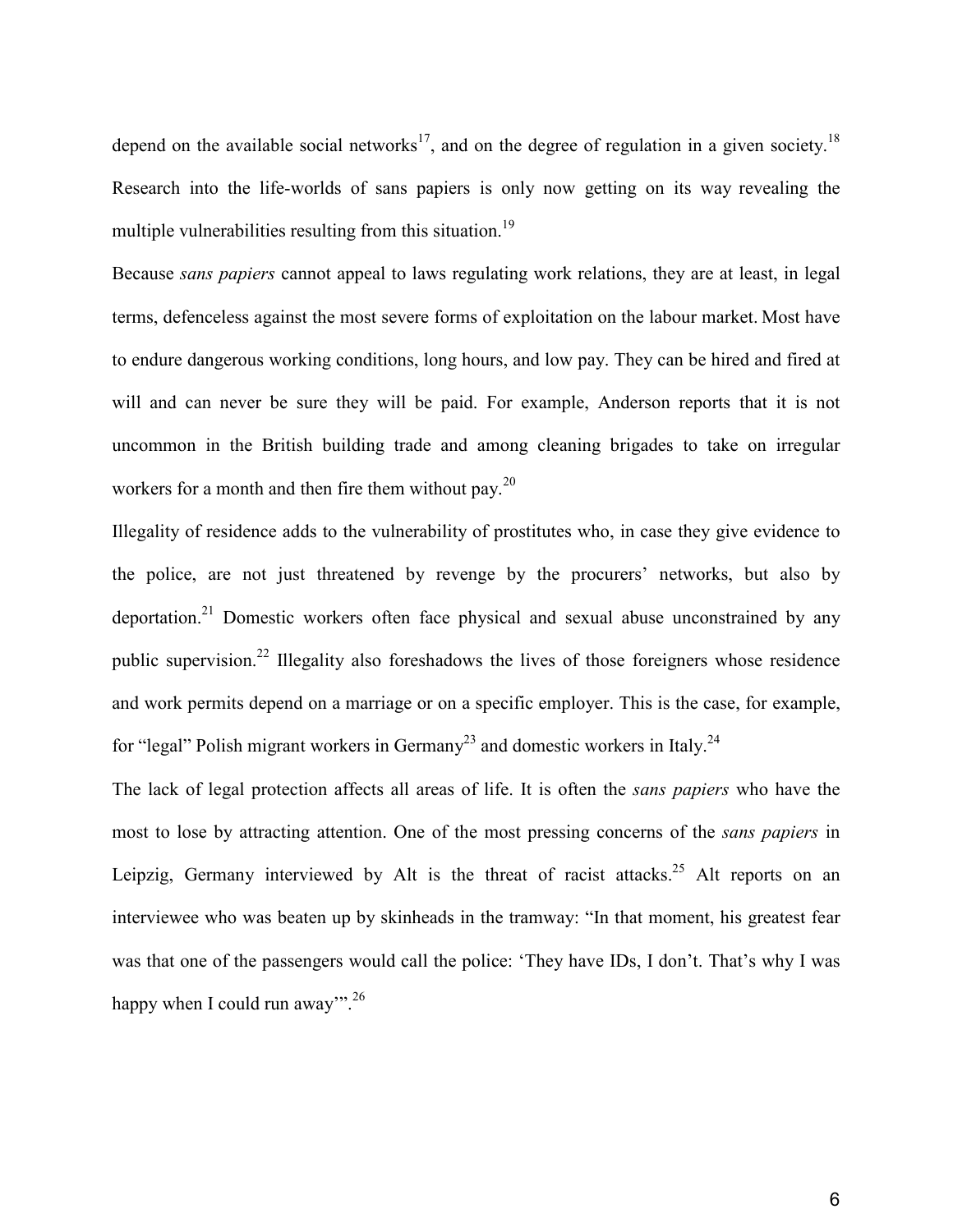depend on the available social networks[17], and on the degree of regulation in a given society.[18] Research into the life-worlds of sans papiers is only now getting on its way revealing the multiple vulnerabilities resulting from this situation.[19]

Because *sans papiers* cannot appeal to laws regulating work relations, they are at least, in legal terms, defenceless against the most severe forms of exploitation on the labour market. Most have to endure dangerous working conditions, long hours, and low pay. They can be hired and fired at will and can never be sure they will be paid. For example, Anderson reports that it is not uncommon in the British building trade and among cleaning brigades to take on irregular workers for a month and then fire them without pay.[20]

Illegality of residence adds to the vulnerability of prostitutes who, in case they give evidence to the police, are not just threatened by revenge by the procurers' networks, but also by deportation.[21] Domestic workers often face physical and sexual abuse unconstrained by any public supervision.[22] Illegality also foreshadows the lives of those foreigners whose residence and work permits depend on a marriage or on a specific employer. This is the case, for example, for "legal" Polish migrant workers in Germany[23] and domestic workers in Italy.[24]

The lack of legal protection affects all areas of life. It is often the *sans papiers* who have the most to lose by attracting attention. One of the most pressing concerns of the *sans papiers* in Leipzig, Germany interviewed by Alt is the threat of racist attacks.[25] Alt reports on an interviewee who was beaten up by skinheads in the tramway: "In that moment, his greatest fear was that one of the passengers would call the police: 'They have IDs, I don't. That's why I was happy when I could run away'".[26]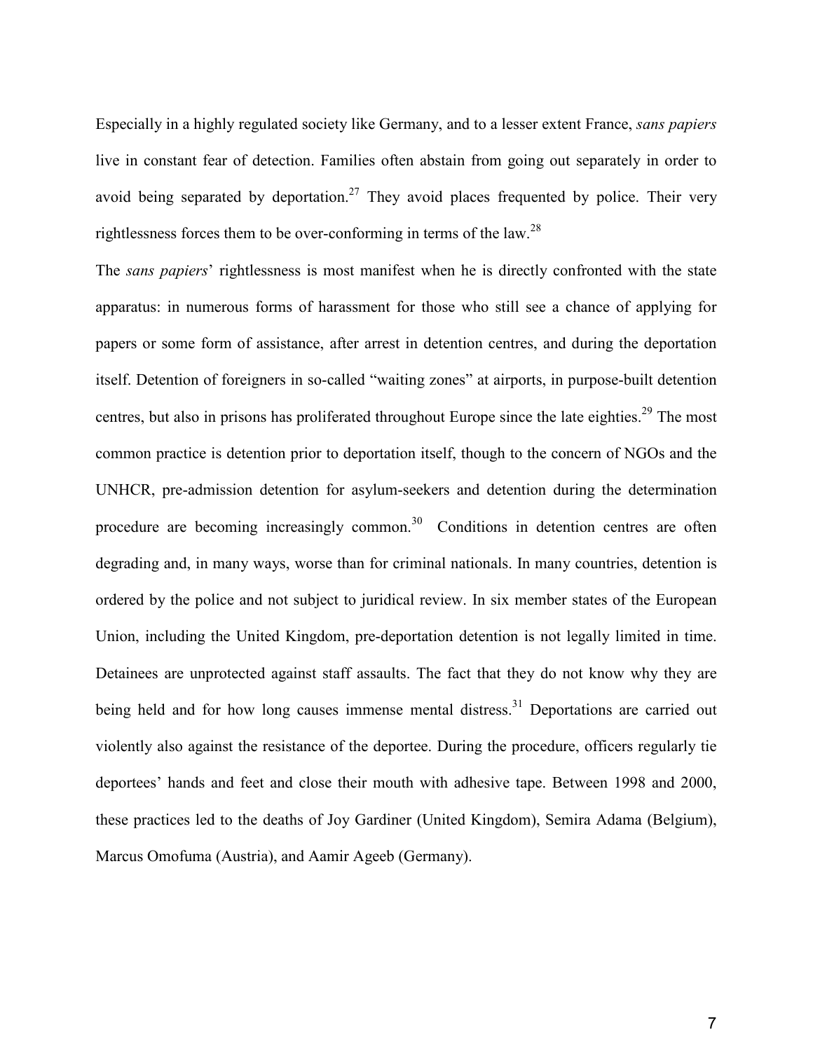Especially in a highly regulated society like Germany, and to a lesser extent France, *sans papiers* live in constant fear of detection. Families often abstain from going out separately in order to avoid being separated by deportation.[27] They avoid places frequented by police. Their very rightlessness forces them to be over-conforming in terms of the law.[28]

The *sans papiers*' rightlessness is most manifest when he is directly confronted with the state apparatus: in numerous forms of harassment for those who still see a chance of applying for papers or some form of assistance, after arrest in detention centres, and during the deportation itself. Detention of foreigners in so-called "waiting zones" at airports, in purpose-built detention centres, but also in prisons has proliferated throughout Europe since the late eighties.[29] The most common practice is detention prior to deportation itself, though to the concern of NGOs and the UNHCR, pre-admission detention for asylum-seekers and detention during the determination procedure are becoming increasingly common.[30] Conditions in detention centres are often degrading and, in many ways, worse than for criminal nationals. In many countries, detention is ordered by the police and not subject to juridical review. In six member states of the European Union, including the United Kingdom, pre-deportation detention is not legally limited in time. Detainees are unprotected against staff assaults. The fact that they do not know why they are being held and for how long causes immense mental distress.[31] Deportations are carried out violently also against the resistance of the deportee. During the procedure, officers regularly tie deportees' hands and feet and close their mouth with adhesive tape. Between 1998 and 2000, these practices led to the deaths of Joy Gardiner (United Kingdom), Semira Adama (Belgium), Marcus Omofuma (Austria), and Aamir Ageeb (Germany).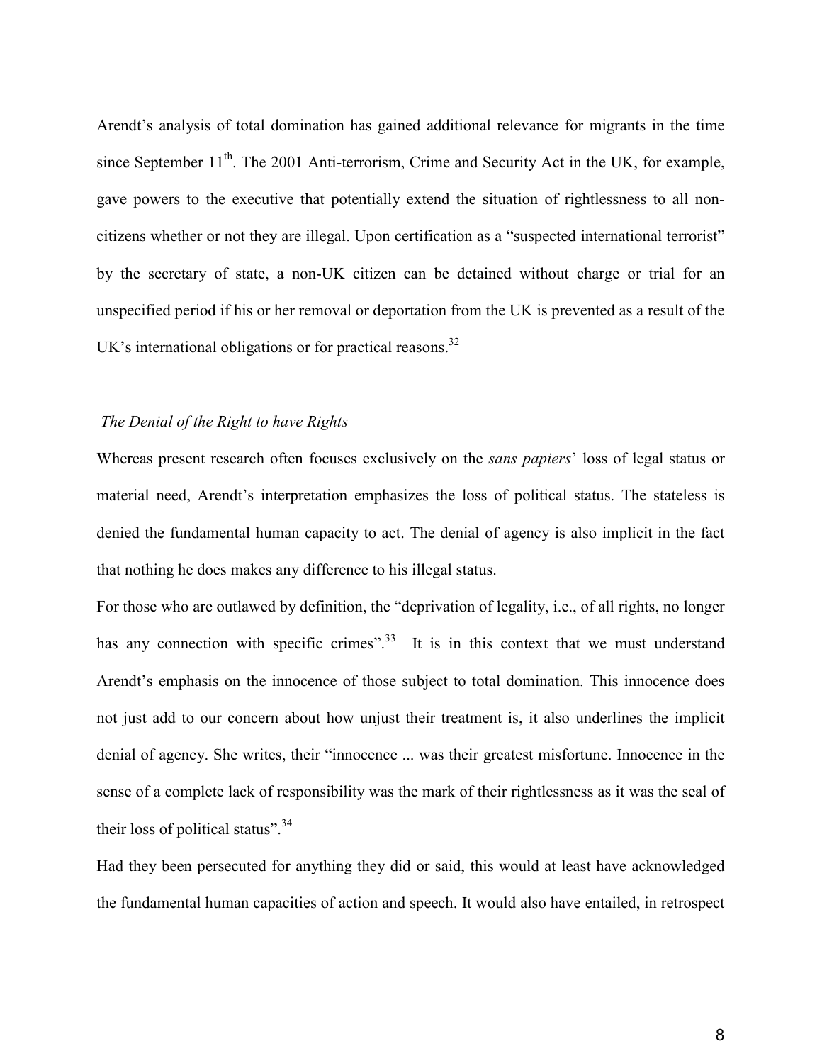Arendt's analysis of total domination has gained additional relevance for migrants in the time since September 11th. The 2001 Anti-terrorism, Crime and Security Act in the UK, for example, gave powers to the executive that potentially extend the situation of rightlessness to all non-citizens whether or not they are illegal. Upon certification as a "suspected international terrorist" by the secretary of state, a non-UK citizen can be detained without charge or trial for an unspecified period if his or her removal or deportation from the UK is prevented as a result of the UK's international obligations or for practical reasons.[32]

### *The Denial of the Right to have Rights*

Whereas present research often focuses exclusively on the *sans papiers*' loss of legal status or material need, Arendt's interpretation emphasizes the loss of political status. The stateless is denied the fundamental human capacity to act. The denial of agency is also implicit in the fact that nothing he does makes any difference to his illegal status.

For those who are outlawed by definition, the "deprivation of legality, i.e., of all rights, no longer has any connection with specific crimes".[33] It is in this context that we must understand Arendt's emphasis on the innocence of those subject to total domination. This innocence does not just add to our concern about how unjust their treatment is, it also underlines the implicit denial of agency. She writes, their "innocence ... was their greatest misfortune. Innocence in the sense of a complete lack of responsibility was the mark of their rightlessness as it was the seal of their loss of political status".[34]

Had they been persecuted for anything they did or said, this would at least have acknowledged the fundamental human capacities of action and speech. It would also have entailed, in retrospect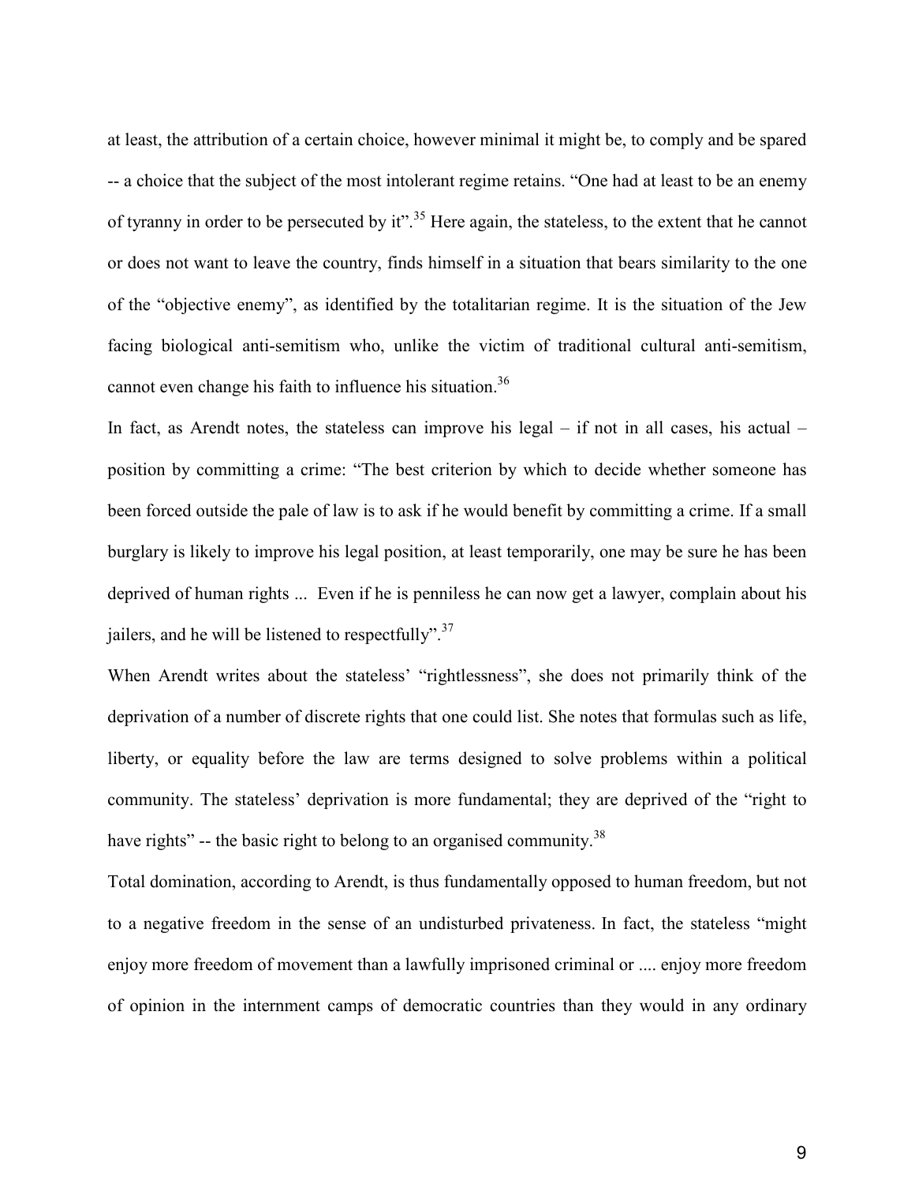at least, the attribution of a certain choice, however minimal it might be, to comply and be spared -- a choice that the subject of the most intolerant regime retains. “One had at least to be an enemy of tyranny in order to be persecuted by it”.[35] Here again, the stateless, to the extent that he cannot or does not want to leave the country, finds himself in a situation that bears similarity to the one of the “objective enemy”, as identified by the totalitarian regime. It is the situation of the Jew facing biological anti-semitism who, unlike the victim of traditional cultural anti-semitism, cannot even change his faith to influence his situation.[36]

In fact, as Arendt notes, the stateless can improve his legal – if not in all cases, his actual – position by committing a crime: “The best criterion by which to decide whether someone has been forced outside the pale of law is to ask if he would benefit by committing a crime. If a small burglary is likely to improve his legal position, at least temporarily, one may be sure he has been deprived of human rights ... Even if he is penniless he can now get a lawyer, complain about his jailers, and he will be listened to respectfully”.[37]

When Arendt writes about the stateless’ “rightlessness”, she does not primarily think of the deprivation of a number of discrete rights that one could list. She notes that formulas such as life, liberty, or equality before the law are terms designed to solve problems within a political community. The stateless’ deprivation is more fundamental; they are deprived of the “right to have rights” -- the basic right to belong to an organised community.[38]

Total domination, according to Arendt, is thus fundamentally opposed to human freedom, but not to a negative freedom in the sense of an undisturbed privateness. In fact, the stateless “might enjoy more freedom of movement than a lawfully imprisoned criminal or .... enjoy more freedom of opinion in the internment camps of democratic countries than they would in any ordinary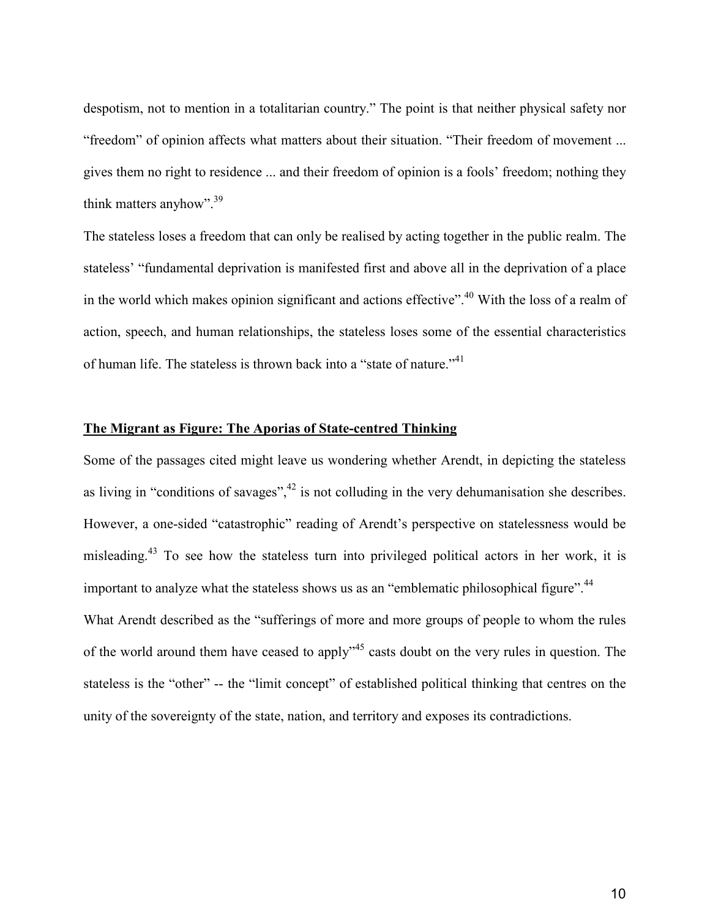despotism, not to mention in a totalitarian country." The point is that neither physical safety nor "freedom" of opinion affects what matters about their situation. "Their freedom of movement ... gives them no right to residence ... and their freedom of opinion is a fools' freedom; nothing they think matters anyhow".[39]

The stateless loses a freedom that can only be realised by acting together in the public realm. The stateless' "fundamental deprivation is manifested first and above all in the deprivation of a place in the world which makes opinion significant and actions effective".[40] With the loss of a realm of action, speech, and human relationships, the stateless loses some of the essential characteristics of human life. The stateless is thrown back into a "state of nature."[41]

## **The Migrant as Figure: The Aporias of State-centred Thinking**

Some of the passages cited might leave us wondering whether Arendt, in depicting the stateless as living in "conditions of savages",[42] is not colluding in the very dehumanisation she describes. However, a one-sided "catastrophic" reading of Arendt's perspective on statelessness would be misleading.[43] To see how the stateless turn into privileged political actors in her work, it is important to analyze what the stateless shows us as an "emblematic philosophical figure".[44]

What Arendt described as the "sufferings of more and more groups of people to whom the rules of the world around them have ceased to apply"[45] casts doubt on the very rules in question. The stateless is the "other" -- the "limit concept" of established political thinking that centres on the unity of the sovereignty of the state, nation, and territory and exposes its contradictions.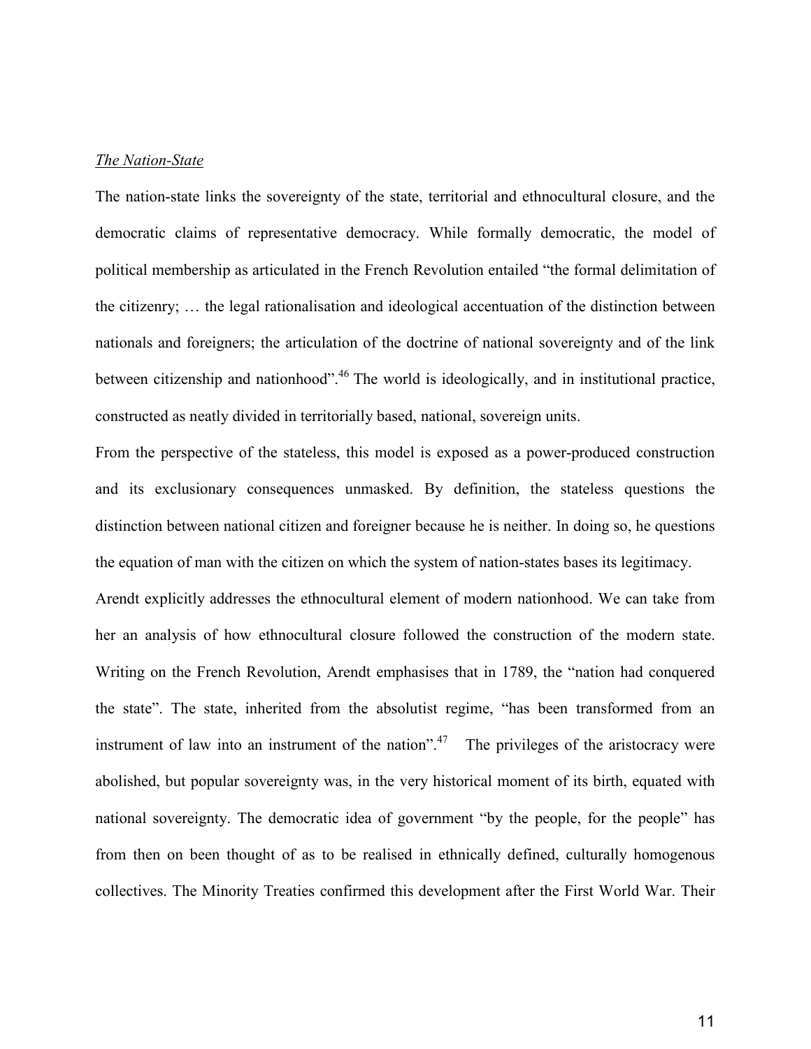*The Nation-State*

The nation-state links the sovereignty of the state, territorial and ethnocultural closure, and the democratic claims of representative democracy. While formally democratic, the model of political membership as articulated in the French Revolution entailed "the formal delimitation of the citizenry; … the legal rationalisation and ideological accentuation of the distinction between nationals and foreigners; the articulation of the doctrine of national sovereignty and of the link between citizenship and nationhood".[46] The world is ideologically, and in institutional practice, constructed as neatly divided in territorially based, national, sovereign units.

From the perspective of the stateless, this model is exposed as a power-produced construction and its exclusionary consequences unmasked. By definition, the stateless questions the distinction between national citizen and foreigner because he is neither. In doing so, he questions the equation of man with the citizen on which the system of nation-states bases its legitimacy.

Arendt explicitly addresses the ethnocultural element of modern nationhood. We can take from her an analysis of how ethnocultural closure followed the construction of the modern state. Writing on the French Revolution, Arendt emphasises that in 1789, the "nation had conquered the state". The state, inherited from the absolutist regime, "has been transformed from an instrument of law into an instrument of the nation".[47] The privileges of the aristocracy were abolished, but popular sovereignty was, in the very historical moment of its birth, equated with national sovereignty. The democratic idea of government "by the people, for the people" has from then on been thought of as to be realised in ethnically defined, culturally homogenous collectives. The Minority Treaties confirmed this development after the First World War. Their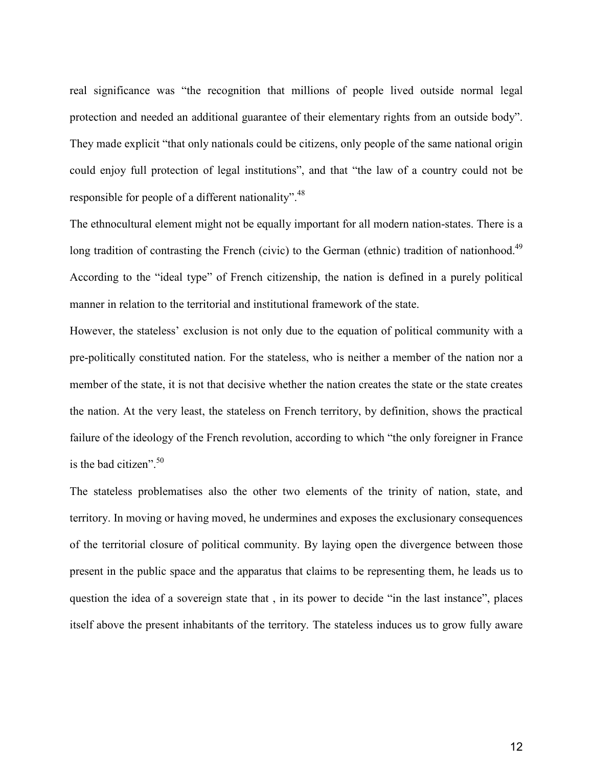real significance was "the recognition that millions of people lived outside normal legal protection and needed an additional guarantee of their elementary rights from an outside body". They made explicit "that only nationals could be citizens, only people of the same national origin could enjoy full protection of legal institutions", and that "the law of a country could not be responsible for people of a different nationality".[48]

The ethnocultural element might not be equally important for all modern nation-states. There is a long tradition of contrasting the French (civic) to the German (ethnic) tradition of nationhood.[49] According to the "ideal type" of French citizenship, the nation is defined in a purely political manner in relation to the territorial and institutional framework of the state.

However, the stateless' exclusion is not only due to the equation of political community with a pre-politically constituted nation. For the stateless, who is neither a member of the nation nor a member of the state, it is not that decisive whether the nation creates the state or the state creates the nation. At the very least, the stateless on French territory, by definition, shows the practical failure of the ideology of the French revolution, according to which "the only foreigner in France is the bad citizen".[50]

The stateless problematises also the other two elements of the trinity of nation, state, and territory. In moving or having moved, he undermines and exposes the exclusionary consequences of the territorial closure of political community. By laying open the divergence between those present in the public space and the apparatus that claims to be representing them, he leads us to question the idea of a sovereign state that , in its power to decide "in the last instance", places itself above the present inhabitants of the territory. The stateless induces us to grow fully aware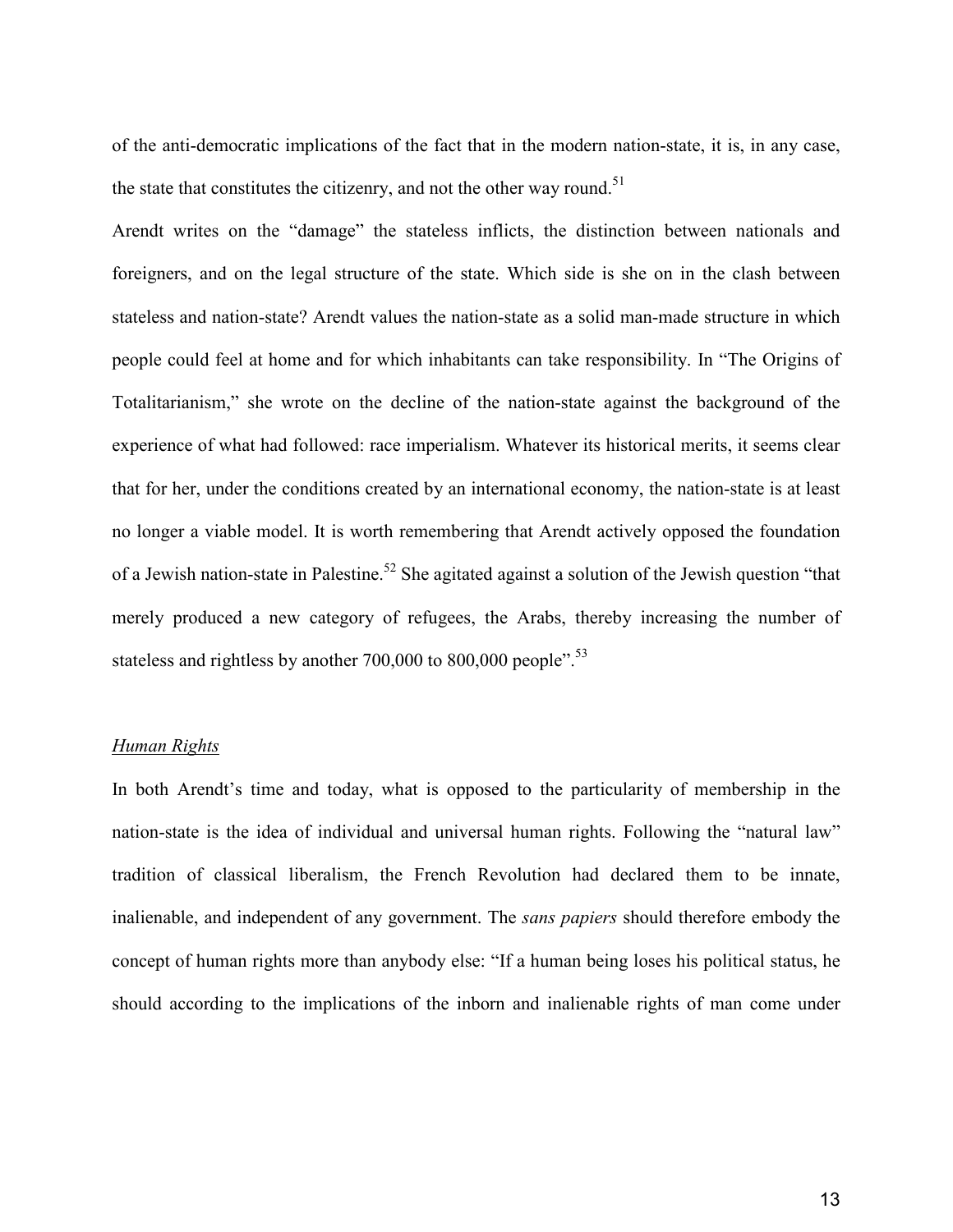of the anti-democratic implications of the fact that in the modern nation-state, it is, in any case, the state that constitutes the citizenry, and not the other way round.[51]

Arendt writes on the "damage" the stateless inflicts, the distinction between nationals and foreigners, and on the legal structure of the state. Which side is she on in the clash between stateless and nation-state? Arendt values the nation-state as a solid man-made structure in which people could feel at home and for which inhabitants can take responsibility. In "The Origins of Totalitarianism," she wrote on the decline of the nation-state against the background of the experience of what had followed: race imperialism. Whatever its historical merits, it seems clear that for her, under the conditions created by an international economy, the nation-state is at least no longer a viable model. It is worth remembering that Arendt actively opposed the foundation of a Jewish nation-state in Palestine.[52] She agitated against a solution of the Jewish question "that merely produced a new category of refugees, the Arabs, thereby increasing the number of stateless and rightless by another 700,000 to 800,000 people".[53]

## Human Rights

In both Arendt's time and today, what is opposed to the particularity of membership in the nation-state is the idea of individual and universal human rights. Following the "natural law" tradition of classical liberalism, the French Revolution had declared them to be innate, inalienable, and independent of any government. The *sans papiers* should therefore embody the concept of human rights more than anybody else: "If a human being loses his political status, he should according to the implications of the inborn and inalienable rights of man come under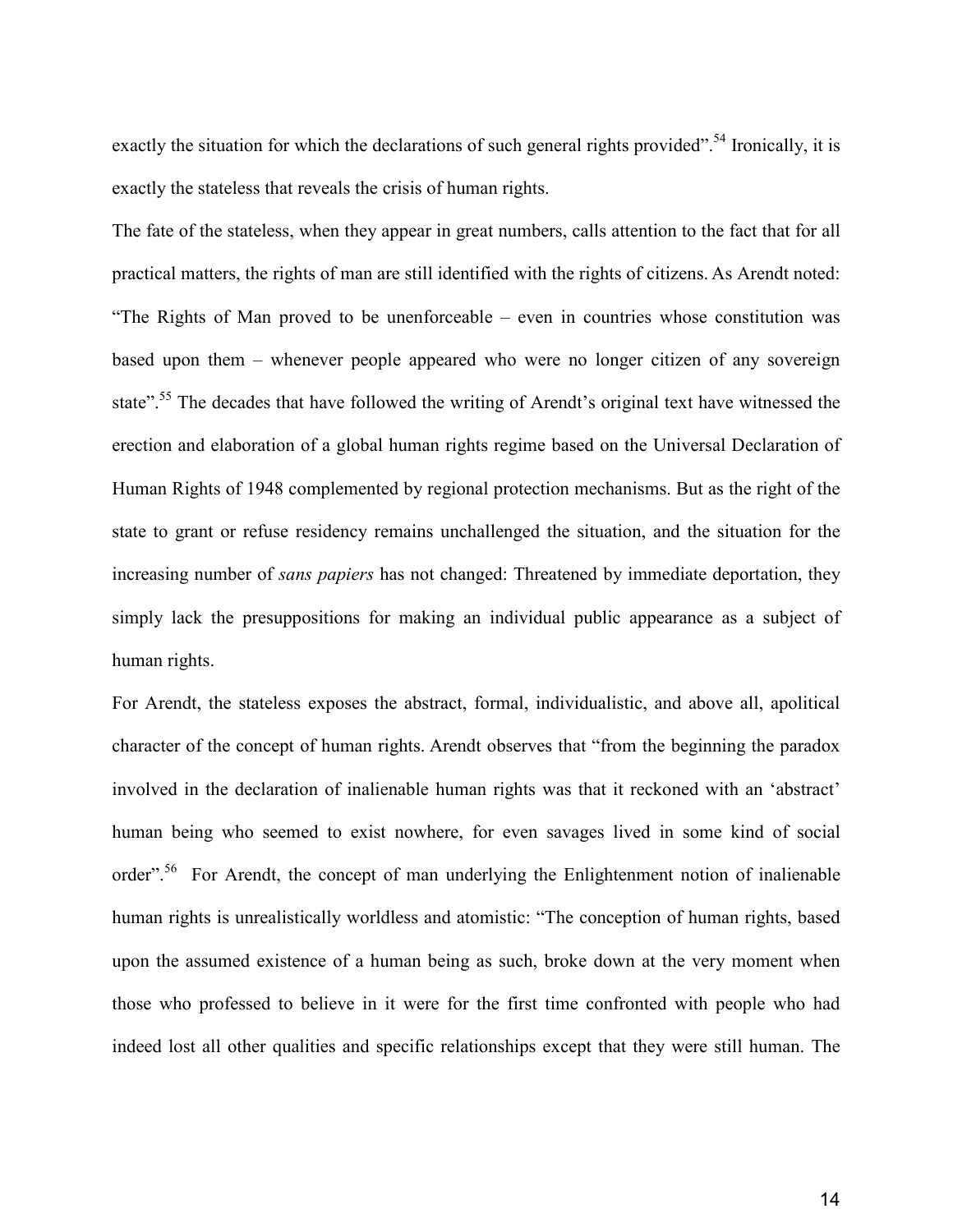exactly the situation for which the declarations of such general rights provided".[54] Ironically, it is exactly the stateless that reveals the crisis of human rights.

The fate of the stateless, when they appear in great numbers, calls attention to the fact that for all practical matters, the rights of man are still identified with the rights of citizens. As Arendt noted: "The Rights of Man proved to be unenforceable – even in countries whose constitution was based upon them – whenever people appeared who were no longer citizen of any sovereign state".[55] The decades that have followed the writing of Arendt's original text have witnessed the erection and elaboration of a global human rights regime based on the Universal Declaration of Human Rights of 1948 complemented by regional protection mechanisms. But as the right of the state to grant or refuse residency remains unchallenged the situation, and the situation for the increasing number of *sans papiers* has not changed: Threatened by immediate deportation, they simply lack the presuppositions for making an individual public appearance as a subject of human rights.

For Arendt, the stateless exposes the abstract, formal, individualistic, and above all, apolitical character of the concept of human rights. Arendt observes that "from the beginning the paradox involved in the declaration of inalienable human rights was that it reckoned with an 'abstract' human being who seemed to exist nowhere, for even savages lived in some kind of social order".[56] For Arendt, the concept of man underlying the Enlightenment notion of inalienable human rights is unrealistically worldless and atomistic: "The conception of human rights, based upon the assumed existence of a human being as such, broke down at the very moment when those who professed to believe in it were for the first time confronted with people who had indeed lost all other qualities and specific relationships except that they were still human. The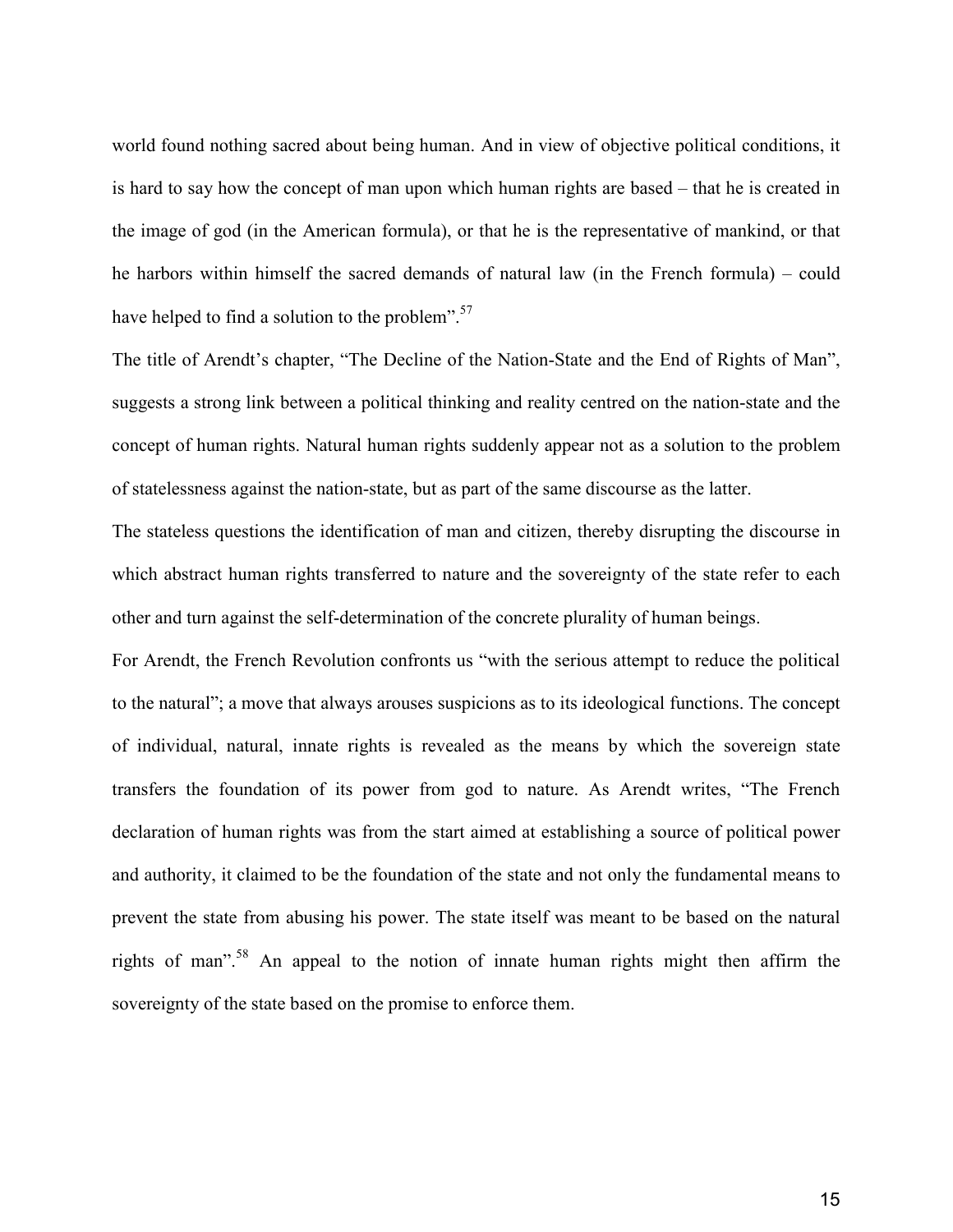world found nothing sacred about being human. And in view of objective political conditions, it is hard to say how the concept of man upon which human rights are based – that he is created in the image of god (in the American formula), or that he is the representative of mankind, or that he harbors within himself the sacred demands of natural law (in the French formula) – could have helped to find a solution to the problem".[57]

The title of Arendt's chapter, "The Decline of the Nation-State and the End of Rights of Man", suggests a strong link between a political thinking and reality centred on the nation-state and the concept of human rights. Natural human rights suddenly appear not as a solution to the problem of statelessness against the nation-state, but as part of the same discourse as the latter.

The stateless questions the identification of man and citizen, thereby disrupting the discourse in which abstract human rights transferred to nature and the sovereignty of the state refer to each other and turn against the self-determination of the concrete plurality of human beings.

For Arendt, the French Revolution confronts us "with the serious attempt to reduce the political to the natural"; a move that always arouses suspicions as to its ideological functions. The concept of individual, natural, innate rights is revealed as the means by which the sovereign state transfers the foundation of its power from god to nature. As Arendt writes, "The French declaration of human rights was from the start aimed at establishing a source of political power and authority, it claimed to be the foundation of the state and not only the fundamental means to prevent the state from abusing his power. The state itself was meant to be based on the natural rights of man".[58] An appeal to the notion of innate human rights might then affirm the sovereignty of the state based on the promise to enforce them.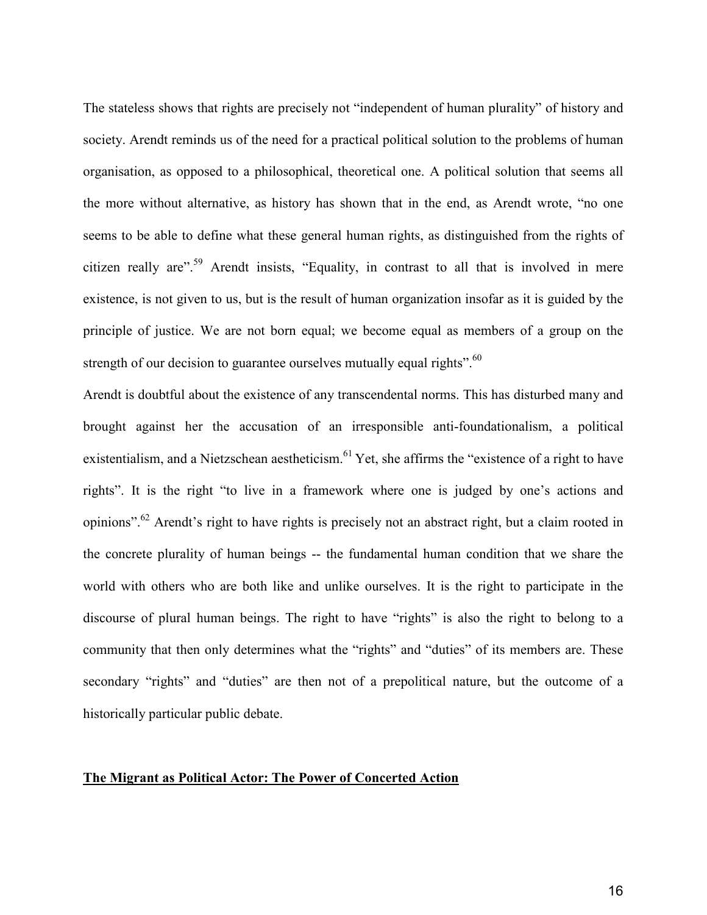The stateless shows that rights are precisely not "independent of human plurality" of history and society. Arendt reminds us of the need for a practical political solution to the problems of human organisation, as opposed to a philosophical, theoretical one. A political solution that seems all the more without alternative, as history has shown that in the end, as Arendt wrote, "no one seems to be able to define what these general human rights, as distinguished from the rights of citizen really are".[59] Arendt insists, "Equality, in contrast to all that is involved in mere existence, is not given to us, but is the result of human organization insofar as it is guided by the principle of justice. We are not born equal; we become equal as members of a group on the strength of our decision to guarantee ourselves mutually equal rights".[60]

Arendt is doubtful about the existence of any transcendental norms. This has disturbed many and brought against her the accusation of an irresponsible anti-foundationalism, a political existentialism, and a Nietzschean aestheticism.[61] Yet, she affirms the "existence of a right to have rights". It is the right "to live in a framework where one is judged by one's actions and opinions".[62] Arendt's right to have rights is precisely not an abstract right, but a claim rooted in the concrete plurality of human beings -- the fundamental human condition that we share the world with others who are both like and unlike ourselves. It is the right to participate in the discourse of plural human beings. The right to have "rights" is also the right to belong to a community that then only determines what the "rights" and "duties" of its members are. These secondary "rights" and "duties" are then not of a prepolitical nature, but the outcome of a historically particular public debate.

## <u>**The Migrant as Political Actor: The Power of Concerted Action**</u>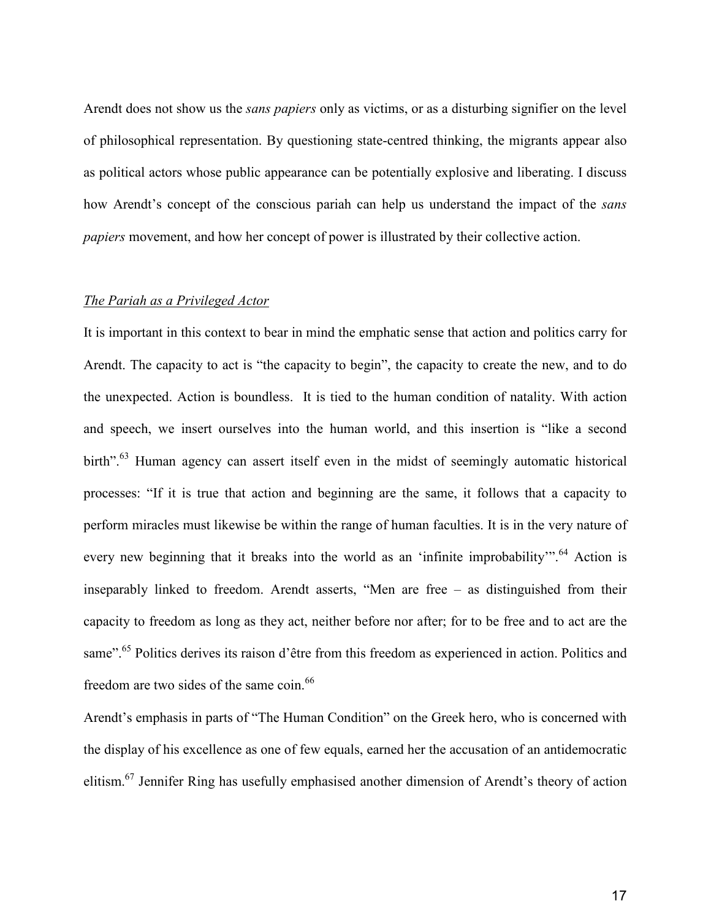Arendt does not show us the *sans papiers* only as victims, or as a disturbing signifier on the level of philosophical representation. By questioning state-centred thinking, the migrants appear also as political actors whose public appearance can be potentially explosive and liberating. I discuss how Arendt's concept of the conscious pariah can help us understand the impact of the *sans papiers* movement, and how her concept of power is illustrated by their collective action.

### *The Pariah as a Privileged Actor*

It is important in this context to bear in mind the emphatic sense that action and politics carry for Arendt. The capacity to act is "the capacity to begin", the capacity to create the new, and to do the unexpected. Action is boundless. It is tied to the human condition of natality. With action and speech, we insert ourselves into the human world, and this insertion is "like a second birth".[63] Human agency can assert itself even in the midst of seemingly automatic historical processes: "If it is true that action and beginning are the same, it follows that a capacity to perform miracles must likewise be within the range of human faculties. It is in the very nature of every new beginning that it breaks into the world as an 'infinite improbability'".[64] Action is inseparably linked to freedom. Arendt asserts, "Men are free – as distinguished from their capacity to freedom as long as they act, neither before nor after; for to be free and to act are the same".[65] Politics derives its raison d'être from this freedom as experienced in action. Politics and freedom are two sides of the same coin.[66]

Arendt's emphasis in parts of "The Human Condition" on the Greek hero, who is concerned with the display of his excellence as one of few equals, earned her the accusation of an antidemocratic elitism.[67] Jennifer Ring has usefully emphasised another dimension of Arendt's theory of action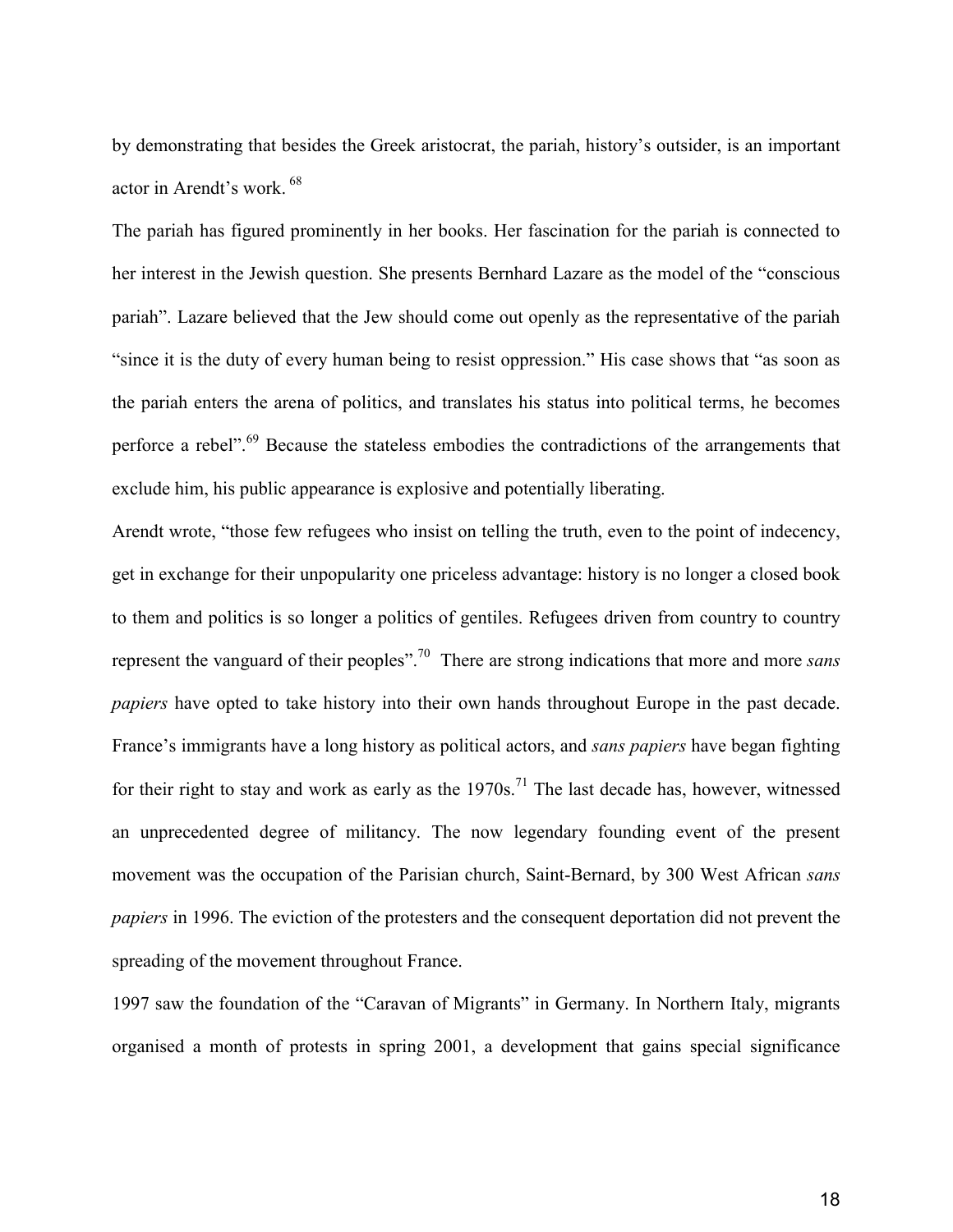by demonstrating that besides the Greek aristocrat, the pariah, history's outsider, is an important actor in Arendt's work. [68]

The pariah has figured prominently in her books. Her fascination for the pariah is connected to her interest in the Jewish question. She presents Bernhard Lazare as the model of the "conscious pariah". Lazare believed that the Jew should come out openly as the representative of the pariah "since it is the duty of every human being to resist oppression." His case shows that "as soon as the pariah enters the arena of politics, and translates his status into political terms, he becomes perforce a rebel".[69] Because the stateless embodies the contradictions of the arrangements that exclude him, his public appearance is explosive and potentially liberating.

Arendt wrote, "those few refugees who insist on telling the truth, even to the point of indecency, get in exchange for their unpopularity one priceless advantage: history is no longer a closed book to them and politics is so longer a politics of gentiles. Refugees driven from country to country represent the vanguard of their peoples".[70] There are strong indications that more and more *sans papiers* have opted to take history into their own hands throughout Europe in the past decade. France's immigrants have a long history as political actors, and *sans papiers* have began fighting for their right to stay and work as early as the 1970s.[71] The last decade has, however, witnessed an unprecedented degree of militancy. The now legendary founding event of the present movement was the occupation of the Parisian church, Saint-Bernard, by 300 West African *sans papiers* in 1996. The eviction of the protesters and the consequent deportation did not prevent the spreading of the movement throughout France.

1997 saw the foundation of the "Caravan of Migrants" in Germany. In Northern Italy, migrants organised a month of protests in spring 2001, a development that gains special significance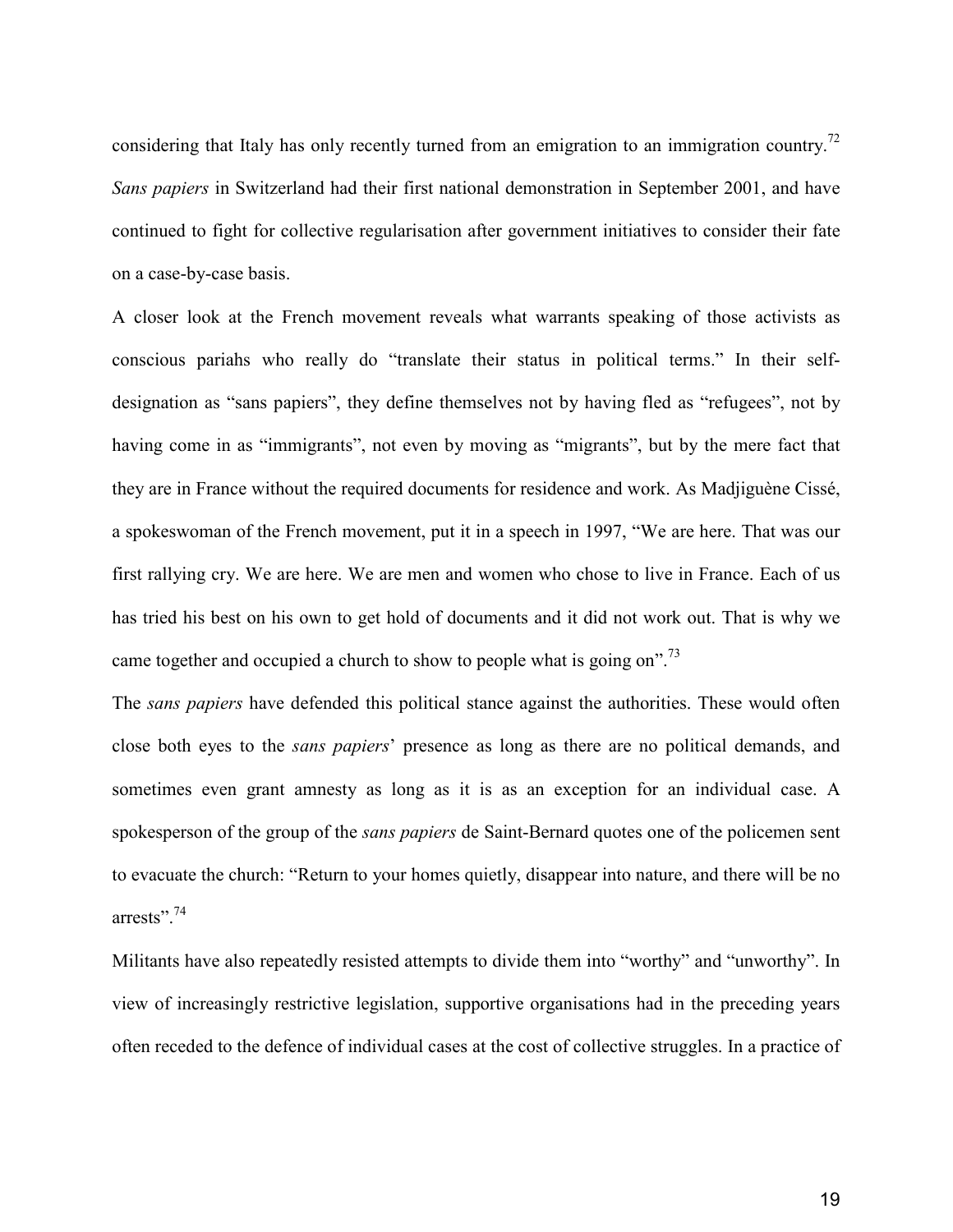considering that Italy has only recently turned from an emigration to an immigration country.[72] *Sans papiers* in Switzerland had their first national demonstration in September 2001, and have continued to fight for collective regularisation after government initiatives to consider their fate on a case-by-case basis.

A closer look at the French movement reveals what warrants speaking of those activists as conscious pariahs who really do "translate their status in political terms." In their self-designation as "sans papiers", they define themselves not by having fled as "refugees", not by having come in as "immigrants", not even by moving as "migrants", but by the mere fact that they are in France without the required documents for residence and work. As Madjiguène Cissé, a spokeswoman of the French movement, put it in a speech in 1997, "We are here. That was our first rallying cry. We are here. We are men and women who chose to live in France. Each of us has tried his best on his own to get hold of documents and it did not work out. That is why we came together and occupied a church to show to people what is going on".[73]

The *sans papiers* have defended this political stance against the authorities. These would often close both eyes to the *sans papiers*' presence as long as there are no political demands, and sometimes even grant amnesty as long as it is as an exception for an individual case. A spokesperson of the group of the *sans papiers* de Saint-Bernard quotes one of the policemen sent to evacuate the church: "Return to your homes quietly, disappear into nature, and there will be no arrests".[74]

Militants have also repeatedly resisted attempts to divide them into "worthy" and "unworthy". In view of increasingly restrictive legislation, supportive organisations had in the preceding years often receded to the defence of individual cases at the cost of collective struggles. In a practice of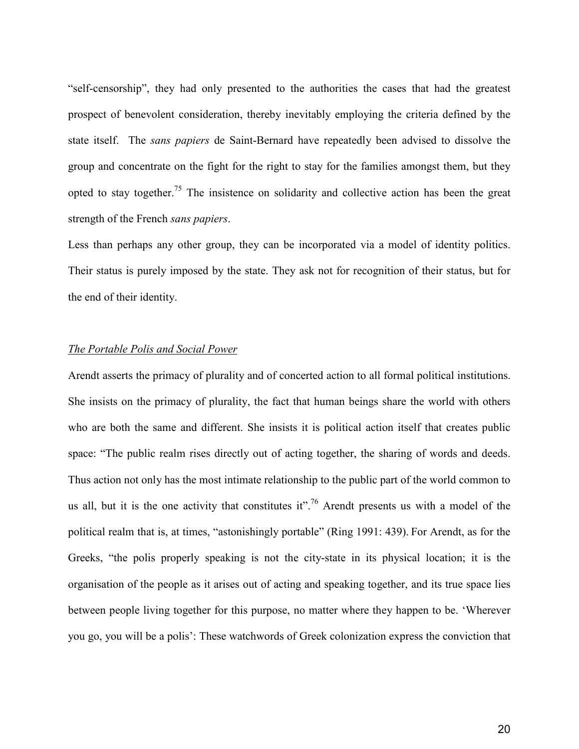"self-censorship", they had only presented to the authorities the cases that had the greatest prospect of benevolent consideration, thereby inevitably employing the criteria defined by the state itself. The *sans papiers* de Saint-Bernard have repeatedly been advised to dissolve the group and concentrate on the fight for the right to stay for the families amongst them, but they opted to stay together.[75] The insistence on solidarity and collective action has been the great strength of the French *sans papiers*.

Less than perhaps any other group, they can be incorporated via a model of identity politics. Their status is purely imposed by the state. They ask not for recognition of their status, but for the end of their identity.

## *The Portable Polis and Social Power*

Arendt asserts the primacy of plurality and of concerted action to all formal political institutions. She insists on the primacy of plurality, the fact that human beings share the world with others who are both the same and different. She insists it is political action itself that creates public space: "The public realm rises directly out of acting together, the sharing of words and deeds. Thus action not only has the most intimate relationship to the public part of the world common to us all, but it is the one activity that constitutes it".[76] Arendt presents us with a model of the political realm that is, at times, "astonishingly portable" (Ring 1991: 439). For Arendt, as for the Greeks, "the polis properly speaking is not the city-state in its physical location; it is the organisation of the people as it arises out of acting and speaking together, and its true space lies between people living together for this purpose, no matter where they happen to be. 'Wherever you go, you will be a polis': These watchwords of Greek colonization express the conviction that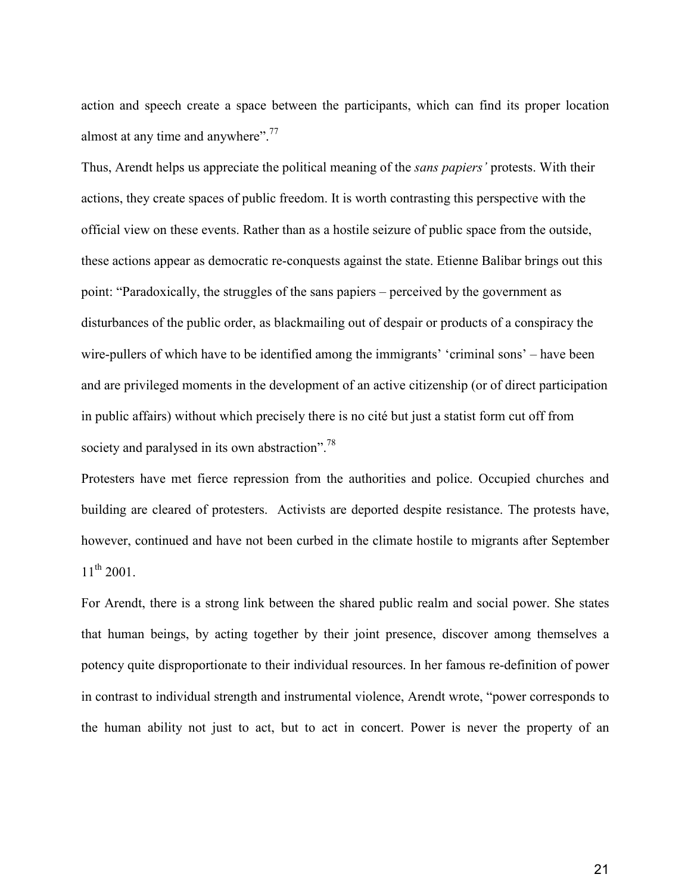action and speech create a space between the participants, which can find its proper location almost at any time and anywhere".[77]

Thus, Arendt helps us appreciate the political meaning of the *sans papiers'* protests. With their actions, they create spaces of public freedom. It is worth contrasting this perspective with the official view on these events. Rather than as a hostile seizure of public space from the outside, these actions appear as democratic re-conquests against the state. Etienne Balibar brings out this point: "Paradoxically, the struggles of the sans papiers – perceived by the government as disturbances of the public order, as blackmailing out of despair or products of a conspiracy the wire-pullers of which have to be identified among the immigrants' 'criminal sons' – have been and are privileged moments in the development of an active citizenship (or of direct participation in public affairs) without which precisely there is no cité but just a statist form cut off from society and paralysed in its own abstraction".[78]

Protesters have met fierce repression from the authorities and police. Occupied churches and building are cleared of protesters. Activists are deported despite resistance. The protests have, however, continued and have not been curbed in the climate hostile to migrants after September 11th 2001.

For Arendt, there is a strong link between the shared public realm and social power. She states that human beings, by acting together by their joint presence, discover among themselves a potency quite disproportionate to their individual resources. In her famous re-definition of power in contrast to individual strength and instrumental violence, Arendt wrote, "power corresponds to the human ability not just to act, but to act in concert. Power is never the property of an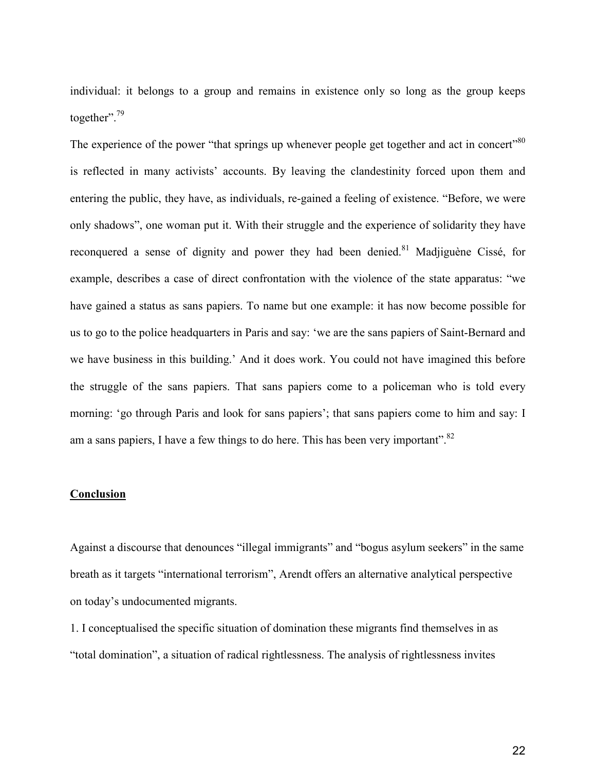individual: it belongs to a group and remains in existence only so long as the group keeps together".[79]

The experience of the power "that springs up whenever people get together and act in concert"[80] is reflected in many activists' accounts. By leaving the clandestinity forced upon them and entering the public, they have, as individuals, re-gained a feeling of existence. "Before, we were only shadows", one woman put it. With their struggle and the experience of solidarity they have reconquered a sense of dignity and power they had been denied.[81] Madjiguène Cissé, for example, describes a case of direct confrontation with the violence of the state apparatus: "we have gained a status as sans papiers. To name but one example: it has now become possible for us to go to the police headquarters in Paris and say: 'we are the sans papiers of Saint-Bernard and we have business in this building.' And it does work. You could not have imagined this before the struggle of the sans papiers. That sans papiers come to a policeman who is told every morning: 'go through Paris and look for sans papiers'; that sans papiers come to him and say: I am a sans papiers, I have a few things to do here. This has been very important".[82]

## **Conclusion**

Against a discourse that denounces "illegal immigrants" and "bogus asylum seekers" in the same breath as it targets "international terrorism", Arendt offers an alternative analytical perspective on today's undocumented migrants.

1. I conceptualised the specific situation of domination these migrants find themselves in as "total domination", a situation of radical rightlessness. The analysis of rightlessness invites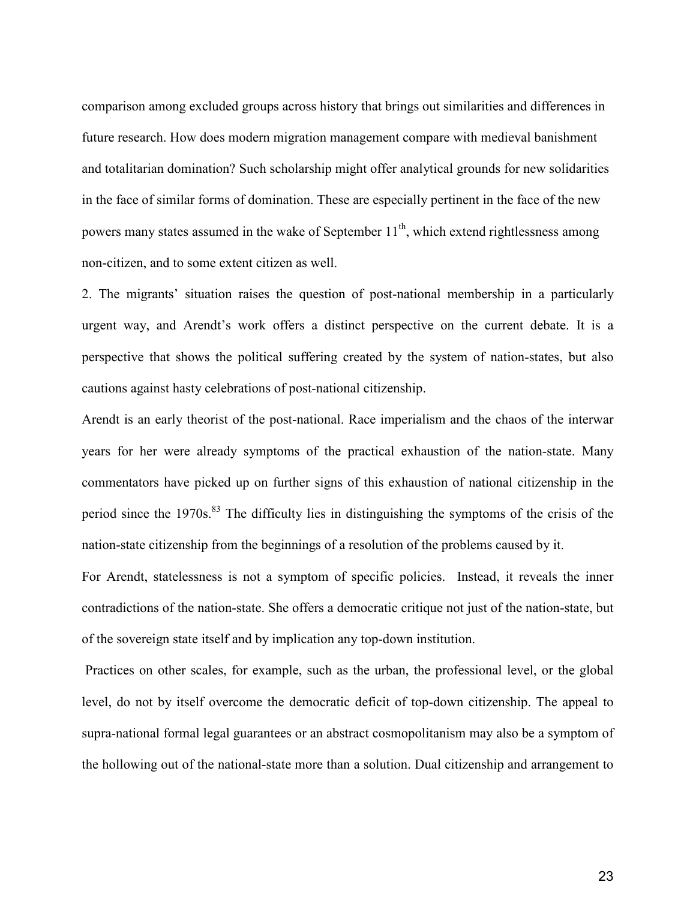comparison among excluded groups across history that brings out similarities and differences in future research. How does modern migration management compare with medieval banishment and totalitarian domination? Such scholarship might offer analytical grounds for new solidarities in the face of similar forms of domination. These are especially pertinent in the face of the new powers many states assumed in the wake of September 11th, which extend rightlessness among non-citizen, and to some extent citizen as well.

2. The migrants' situation raises the question of post-national membership in a particularly urgent way, and Arendt's work offers a distinct perspective on the current debate. It is a perspective that shows the political suffering created by the system of nation-states, but also cautions against hasty celebrations of post-national citizenship.

Arendt is an early theorist of the post-national. Race imperialism and the chaos of the interwar years for her were already symptoms of the practical exhaustion of the nation-state. Many commentators have picked up on further signs of this exhaustion of national citizenship in the period since the 1970s.[83] The difficulty lies in distinguishing the symptoms of the crisis of the nation-state citizenship from the beginnings of a resolution of the problems caused by it.

For Arendt, statelessness is not a symptom of specific policies. Instead, it reveals the inner contradictions of the nation-state. She offers a democratic critique not just of the nation-state, but of the sovereign state itself and by implication any top-down institution.

Practices on other scales, for example, such as the urban, the professional level, or the global level, do not by itself overcome the democratic deficit of top-down citizenship. The appeal to supra-national formal legal guarantees or an abstract cosmopolitanism may also be a symptom of the hollowing out of the national-state more than a solution. Dual citizenship and arrangement to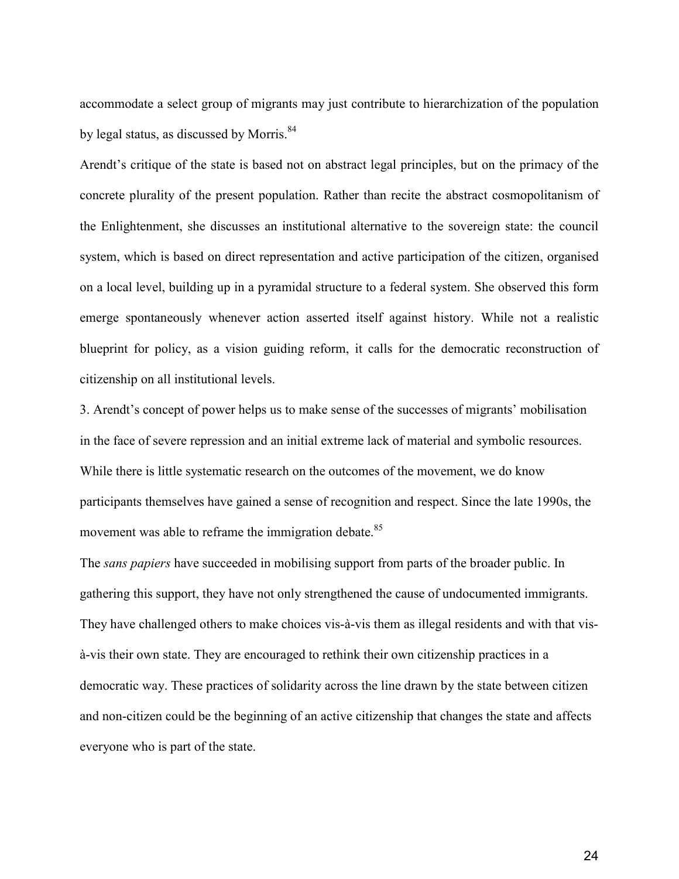accommodate a select group of migrants may just contribute to hierarchization of the population by legal status, as discussed by Morris.[84]

Arendt's critique of the state is based not on abstract legal principles, but on the primacy of the concrete plurality of the present population. Rather than recite the abstract cosmopolitanism of the Enlightenment, she discusses an institutional alternative to the sovereign state: the council system, which is based on direct representation and active participation of the citizen, organised on a local level, building up in a pyramidal structure to a federal system. She observed this form emerge spontaneously whenever action asserted itself against history. While not a realistic blueprint for policy, as a vision guiding reform, it calls for the democratic reconstruction of citizenship on all institutional levels.

3. Arendt's concept of power helps us to make sense of the successes of migrants' mobilisation in the face of severe repression and an initial extreme lack of material and symbolic resources. While there is little systematic research on the outcomes of the movement, we do know participants themselves have gained a sense of recognition and respect. Since the late 1990s, the movement was able to reframe the immigration debate.[85]

The *sans papiers* have succeeded in mobilising support from parts of the broader public. In gathering this support, they have not only strengthened the cause of undocumented immigrants. They have challenged others to make choices vis-à-vis them as illegal residents and with that vis-à-vis their own state. They are encouraged to rethink their own citizenship practices in a democratic way. These practices of solidarity across the line drawn by the state between citizen and non-citizen could be the beginning of an active citizenship that changes the state and affects everyone who is part of the state.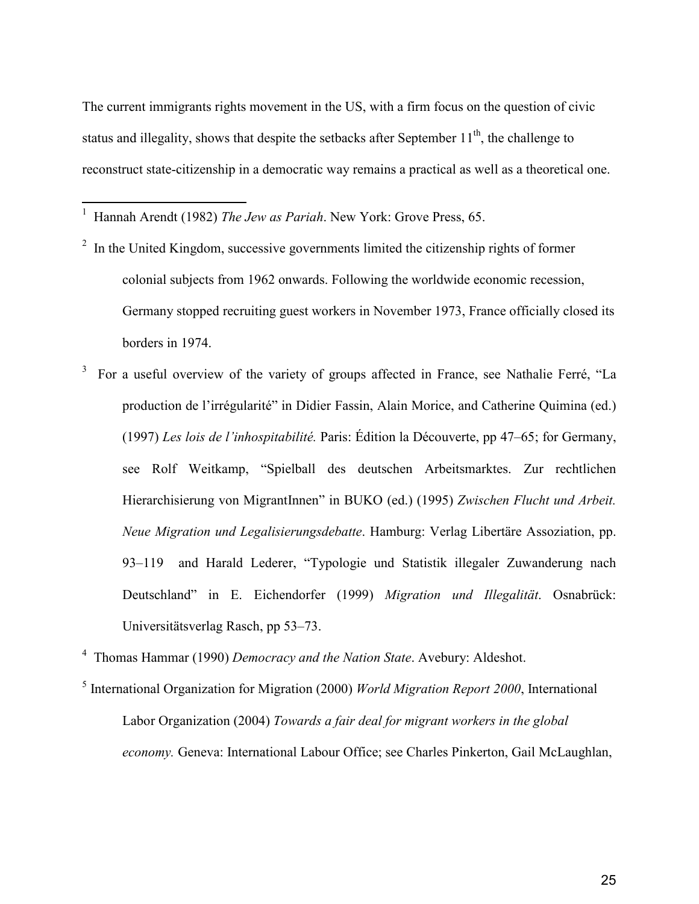The current immigrants rights movement in the US, with a firm focus on the question of civic status and illegality, shows that despite the setbacks after September 11th, the challenge to reconstruct state-citizenship in a democratic way remains a practical as well as a theoretical one.

---

[1] Hannah Arendt (1982) *The Jew as Pariah*. New York: Grove Press, 65.

[2] In the United Kingdom, successive governments limited the citizenship rights of former colonial subjects from 1962 onwards. Following the worldwide economic recession, Germany stopped recruiting guest workers in November 1973, France officially closed its borders in 1974.

[3] For a useful overview of the variety of groups affected in France, see Nathalie Ferré, "La production de l'irrégularité" in Didier Fassin, Alain Morice, and Catherine Quimina (ed.) (1997) *Les lois de l'inhospitabilité.* Paris: Édition la Découverte, pp 47–65; for Germany, see Rolf Weitkamp, "Spielball des deutschen Arbeitsmarktes. Zur rechtlichen Hierarchisierung von MigrantInnen" in BUKO (ed.) (1995) *Zwischen Flucht und Arbeit. Neue Migration und Legalisierungsdebatte*. Hamburg: Verlag Libertäre Assoziation, pp. 93–119 and Harald Lederer, "Typologie und Statistik illegaler Zuwanderung nach Deutschland" in E. Eichendorfer (1999) *Migration und Illegalität*. Osnabrück: Universitätsverlag Rasch, pp 53–73.

[4] Thomas Hammar (1990) *Democracy and the Nation State*. Avebury: Aldeshot.

[5] International Organization for Migration (2000) *World Migration Report 2000*, International Labor Organization (2004) *Towards a fair deal for migrant workers in the global economy.* Geneva: International Labour Office; see Charles Pinkerton, Gail McLaughlan,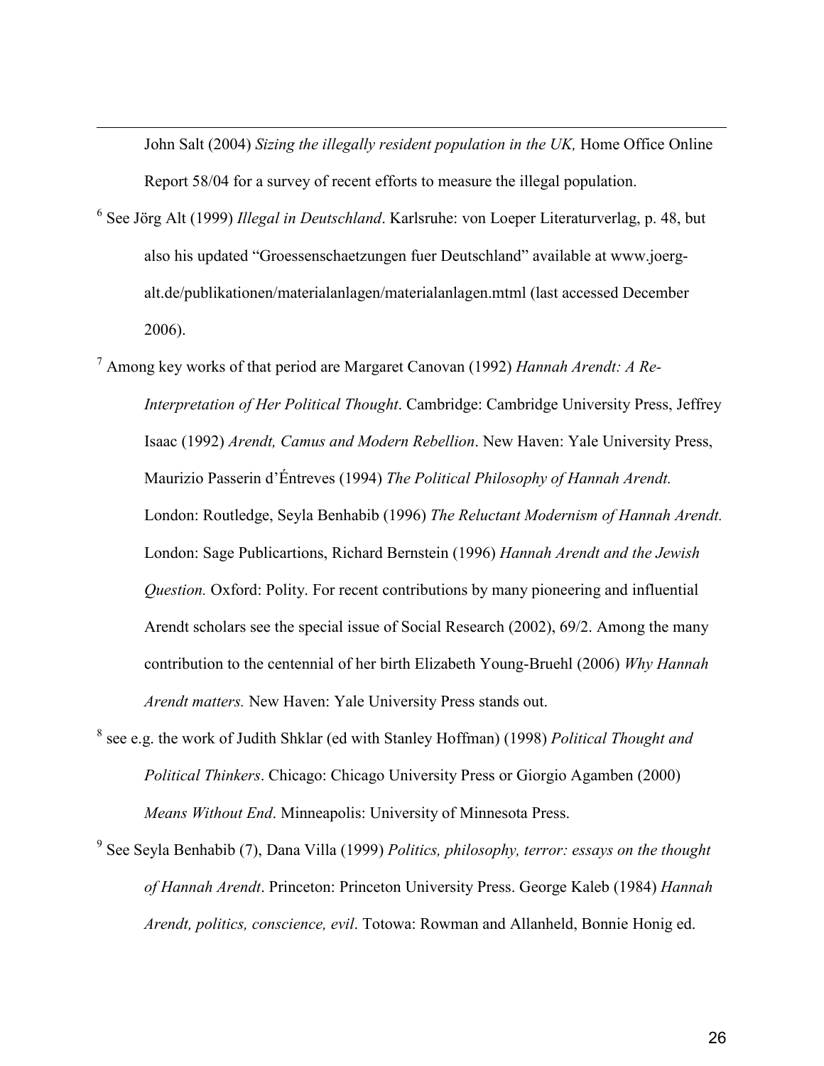John Salt (2004) *Sizing the illegally resident population in the UK,* Home Office Online Report 58/04 for a survey of recent efforts to measure the illegal population.

[6] See Jörg Alt (1999) *Illegal in Deutschland*. Karlsruhe: von Loeper Literaturverlag, p. 48, but also his updated "Groessenschaetzungen fuer Deutschland" available at www.joerg-alt.de/publikationen/materialanlagen/materialanlagen.mtml (last accessed December 2006).

[7] Among key works of that period are Margaret Canovan (1992) *Hannah Arendt: A Re-Interpretation of Her Political Thought*. Cambridge: Cambridge University Press, Jeffrey Isaac (1992) *Arendt, Camus and Modern Rebellion*. New Haven: Yale University Press, Maurizio Passerin d'Éntreves (1994) *The Political Philosophy of Hannah Arendt.* London: Routledge, Seyla Benhabib (1996) *The Reluctant Modernism of Hannah Arendt.* London: Sage Publicartions, Richard Bernstein (1996) *Hannah Arendt and the Jewish Question.* Oxford: Polity. For recent contributions by many pioneering and influential Arendt scholars see the special issue of Social Research (2002), 69/2. Among the many contribution to the centennial of her birth Elizabeth Young-Bruehl (2006) *Why Hannah Arendt matters.* New Haven: Yale University Press stands out.

[8] see e.g. the work of Judith Shklar (ed with Stanley Hoffman) (1998) *Political Thought and Political Thinkers*. Chicago: Chicago University Press or Giorgio Agamben (2000) *Means Without End*. Minneapolis: University of Minnesota Press.

[9] See Seyla Benhabib (7), Dana Villa (1999) *Politics, philosophy, terror: essays on the thought of Hannah Arendt*. Princeton: Princeton University Press. George Kaleb (1984) *Hannah Arendt, politics, conscience, evil*. Totowa: Rowman and Allanheld, Bonnie Honig ed.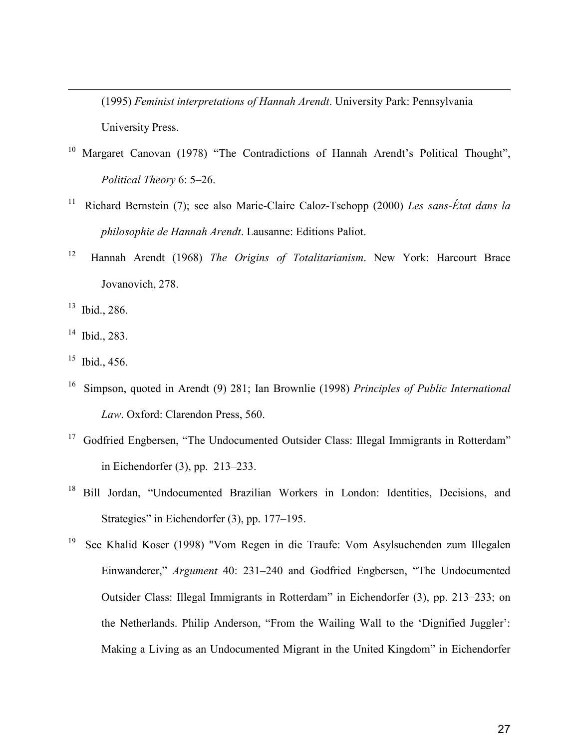(1995) *Feminist interpretations of Hannah Arendt*. University Park: Pennsylvania University Press.

[10] Margaret Canovan (1978) “The Contradictions of Hannah Arendt’s Political Thought”, *Political Theory* 6: 5–26.

[11] Richard Bernstein (7); see also Marie-Claire Caloz-Tschopp (2000) *Les sans-État dans la philosophie de Hannah Arendt*. Lausanne: Editions Paliot.

[12] Hannah Arendt (1968) *The Origins of Totalitarianism*. New York: Harcourt Brace Jovanovich, 278.

[13] Ibid., 286.

[14] Ibid., 283.

[15] Ibid., 456.

[16] Simpson, quoted in Arendt (9) 281; Ian Brownlie (1998) *Principles of Public International Law*. Oxford: Clarendon Press, 560.

[17] Godfried Engbersen, “The Undocumented Outsider Class: Illegal Immigrants in Rotterdam” in Eichendorfer (3), pp. 213–233.

[18] Bill Jordan, “Undocumented Brazilian Workers in London: Identities, Decisions, and Strategies” in Eichendorfer (3), pp. 177–195.

[19] See Khalid Koser (1998) "Vom Regen in die Traufe: Vom Asylsuchenden zum Illegalen Einwanderer,” *Argument* 40: 231–240 and Godfried Engbersen, “The Undocumented Outsider Class: Illegal Immigrants in Rotterdam” in Eichendorfer (3), pp. 213–233; on the Netherlands. Philip Anderson, “From the Wailing Wall to the ‘Dignified Juggler’: Making a Living as an Undocumented Migrant in the United Kingdom” in Eichendorfer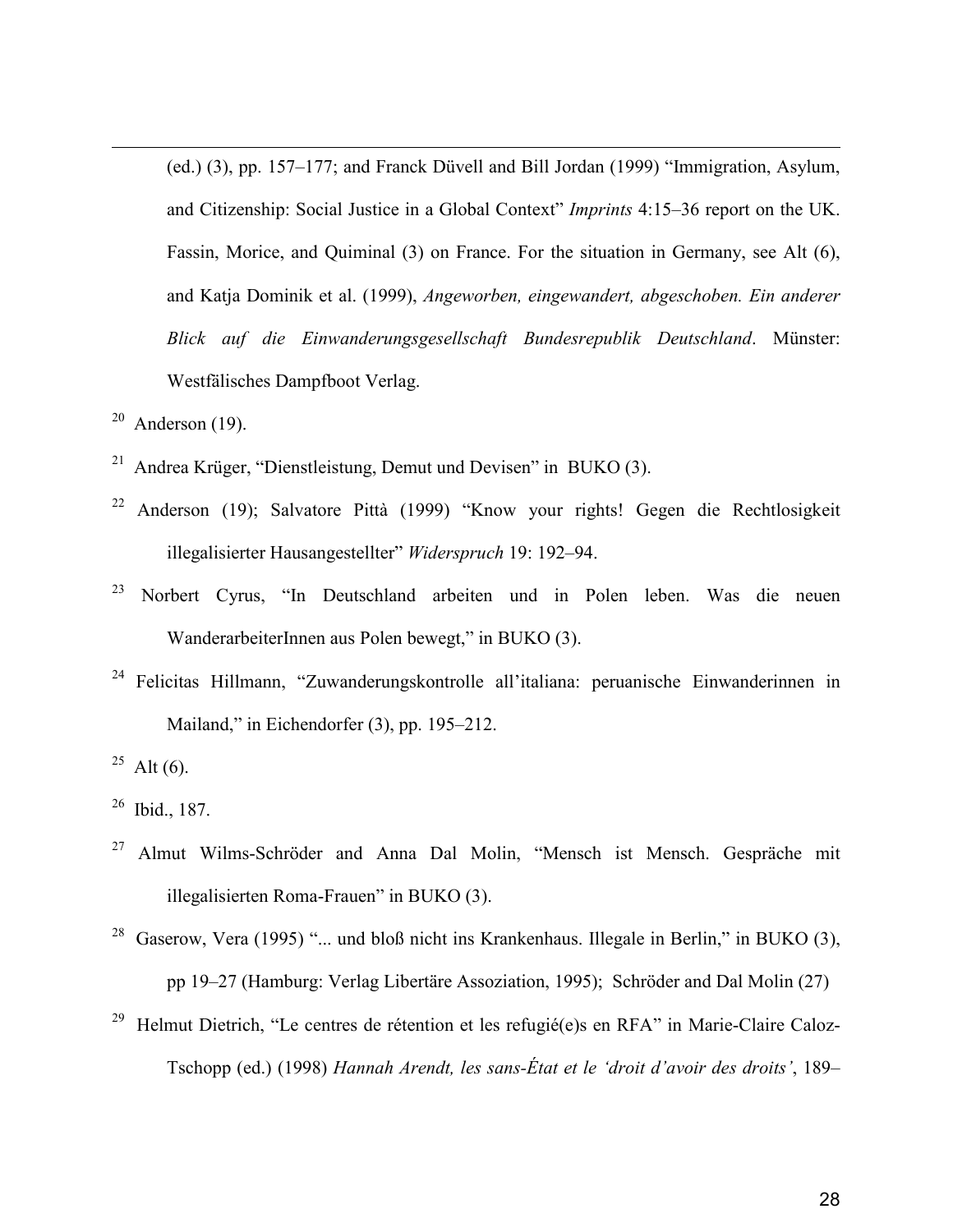(ed.) (3), pp. 157–177; and Franck Düvell and Bill Jordan (1999) “Immigration, Asylum, and Citizenship: Social Justice in a Global Context” *Imprints* 4:15–36 report on the UK. Fassin, Morice, and Quiminal (3) on France. For the situation in Germany, see Alt (6), and Katja Dominik et al. (1999), *Angeworben, eingewandert, abgeschoben. Ein anderer Blick auf die Einwanderungsgesellschaft Bundesrepublik Deutschland*. Münster: Westfälisches Dampfboot Verlag.

[20] Anderson (19).

[21] Andrea Krüger, “Dienstleistung, Demut und Devisen” in BUKO (3).

[22] Anderson (19); Salvatore Pittà (1999) “Know your rights! Gegen die Rechtlosigkeit illegalisierter Hausangestellter” *Widerspruch* 19: 192–94.

[23] Norbert Cyrus, “In Deutschland arbeiten und in Polen leben. Was die neuen WanderarbeiterInnen aus Polen bewegt,” in BUKO (3).

[24] Felicitas Hillmann, “Zuwanderungskontrolle all’italiana: peruanische Einwanderinnen in Mailand,” in Eichendorfer (3), pp. 195–212.

[25] Alt (6).

[26] Ibid., 187.

[27] Almut Wilms-Schröder and Anna Dal Molin, “Mensch ist Mensch. Gespräche mit illegalisierten Roma-Frauen” in BUKO (3).

[28] Gaserow, Vera (1995) “... und bloß nicht ins Krankenhaus. Illegale in Berlin,” in BUKO (3), pp 19–27 (Hamburg: Verlag Libertäre Assoziation, 1995); Schröder and Dal Molin (27)

[29] Helmut Dietrich, “Le centres de rétention et les refugié(e)s en RFA” in Marie-Claire Caloz-Tschopp (ed.) (1998) *Hannah Arendt, les sans-État et le ‘droit d’avoir des droits’*, 189–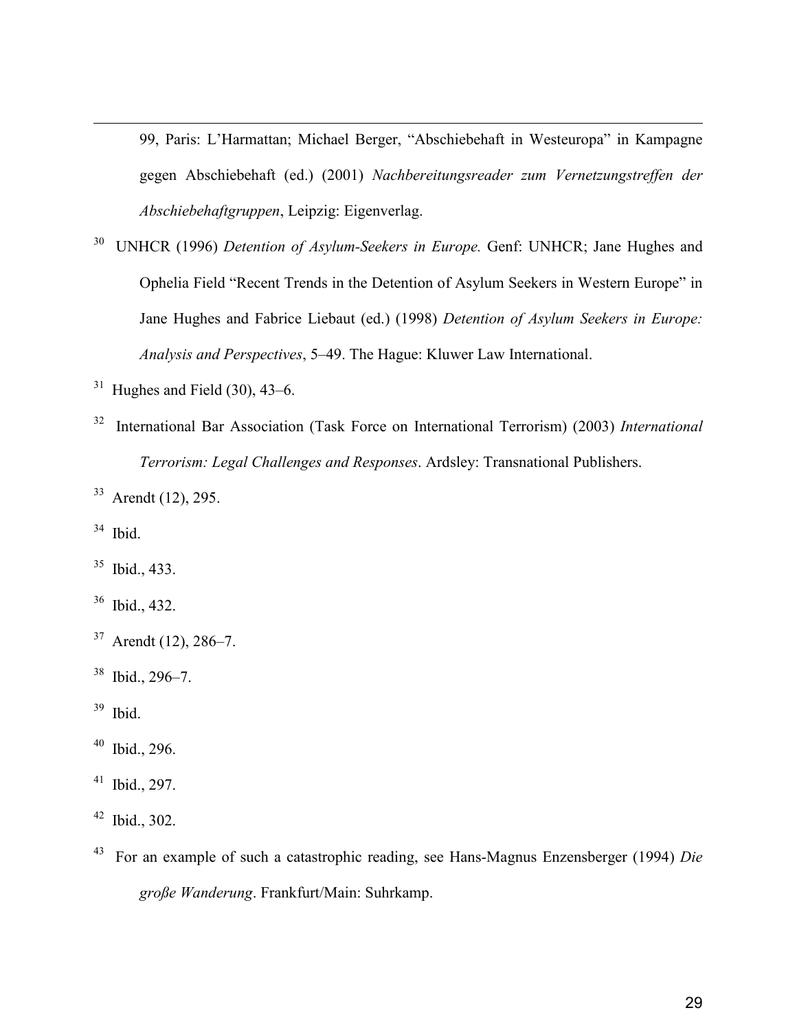99, Paris: L'Harmattan; Michael Berger, "Abschiebehaft in Westeuropa" in Kampagne gegen Abschiebehaft (ed.) (2001) *Nachbereitungsreader zum Vernetzungstreffen der Abschiebehaftgruppen*, Leipzig: Eigenverlag.

[30] UNHCR (1996) *Detention of Asylum-Seekers in Europe.* Genf: UNHCR; Jane Hughes and Ophelia Field "Recent Trends in the Detention of Asylum Seekers in Western Europe" in Jane Hughes and Fabrice Liebaut (ed.) (1998) *Detention of Asylum Seekers in Europe: Analysis and Perspectives*, 5–49. The Hague: Kluwer Law International.

[31] Hughes and Field (30), 43–6.

[32] International Bar Association (Task Force on International Terrorism) (2003) *International Terrorism: Legal Challenges and Responses*. Ardsley: Transnational Publishers.

[33] Arendt (12), 295.

[34] Ibid.

[35] Ibid., 433.

[36] Ibid., 432.

[37] Arendt (12), 286–7.

[38] Ibid., 296–7.

[39] Ibid.

[40] Ibid., 296.

[41] Ibid., 297.

[42] Ibid., 302.

[43] For an example of such a catastrophic reading, see Hans-Magnus Enzensberger (1994) *Die große Wanderung*. Frankfurt/Main: Suhrkamp.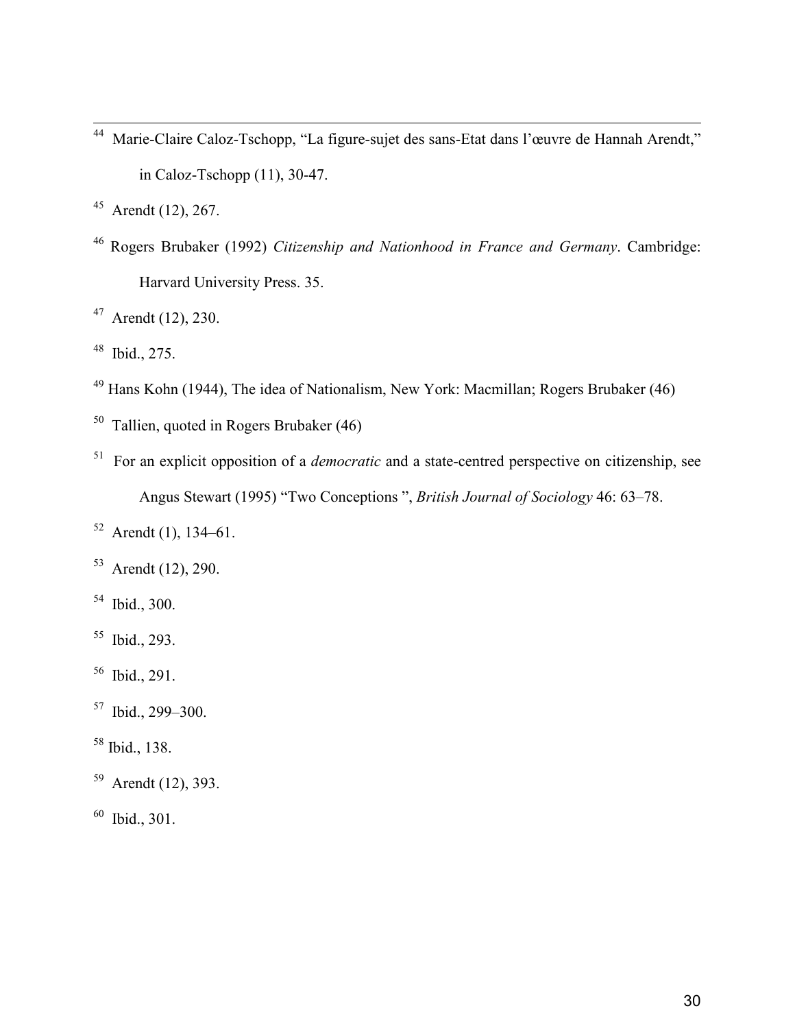[44] Marie-Claire Caloz-Tschopp, “La figure-sujet des sans-Etat dans l’œuvre de Hannah Arendt,” in Caloz-Tschopp (11), 30-47.

[45] Arendt (12), 267.

[46] Rogers Brubaker (1992) *Citizenship and Nationhood in France and Germany*. Cambridge: Harvard University Press. 35.

[47] Arendt (12), 230.

[48] Ibid., 275.

[49] Hans Kohn (1944), The idea of Nationalism, New York: Macmillan; Rogers Brubaker (46)

[50] Tallien, quoted in Rogers Brubaker (46)

[51] For an explicit opposition of a *democratic* and a state-centred perspective on citizenship, see Angus Stewart (1995) “Two Conceptions ”, *British Journal of Sociology* 46: 63–78.

[52] Arendt (1), 134–61.

[53] Arendt (12), 290.

[54] Ibid., 300.

[55] Ibid., 293.

[56] Ibid., 291.

[57] Ibid., 299–300.

[58] Ibid., 138.

[59] Arendt (12), 393.

[60] Ibid., 301.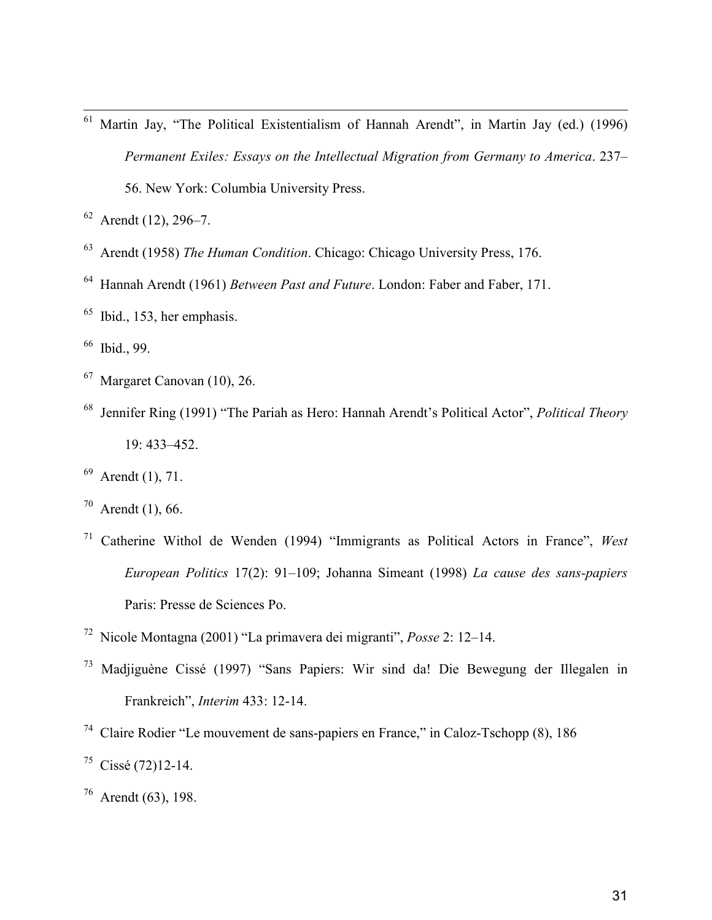[61] Martin Jay, "The Political Existentialism of Hannah Arendt", in Martin Jay (ed.) (1996) *Permanent Exiles: Essays on the Intellectual Migration from Germany to America*. 237–56. New York: Columbia University Press.

[62] Arendt (12), 296–7.

[63] Arendt (1958) *The Human Condition*. Chicago: Chicago University Press, 176.

[64] Hannah Arendt (1961) *Between Past and Future*. London: Faber and Faber, 171.

[65] Ibid., 153, her emphasis.

[66] Ibid., 99.

[67] Margaret Canovan (10), 26.

[68] Jennifer Ring (1991) "The Pariah as Hero: Hannah Arendt's Political Actor", *Political Theory* 19: 433–452.

[69] Arendt (1), 71.

[70] Arendt (1), 66.

[71] Catherine Withol de Wenden (1994) "Immigrants as Political Actors in France", *West European Politics* 17(2): 91–109; Johanna Simeant (1998) *La cause des sans-papiers* Paris: Presse de Sciences Po.

[72] Nicole Montagna (2001) "La primavera dei migranti", *Posse* 2: 12–14.

[73] Madjiguène Cissé (1997) "Sans Papiers: Wir sind da! Die Bewegung der Illegalen in Frankreich", *Interim* 433: 12-14.

[74] Claire Rodier "Le mouvement de sans-papiers en France," in Caloz-Tschopp (8), 186

[75] Cissé (72)12-14.

[76] Arendt (63), 198.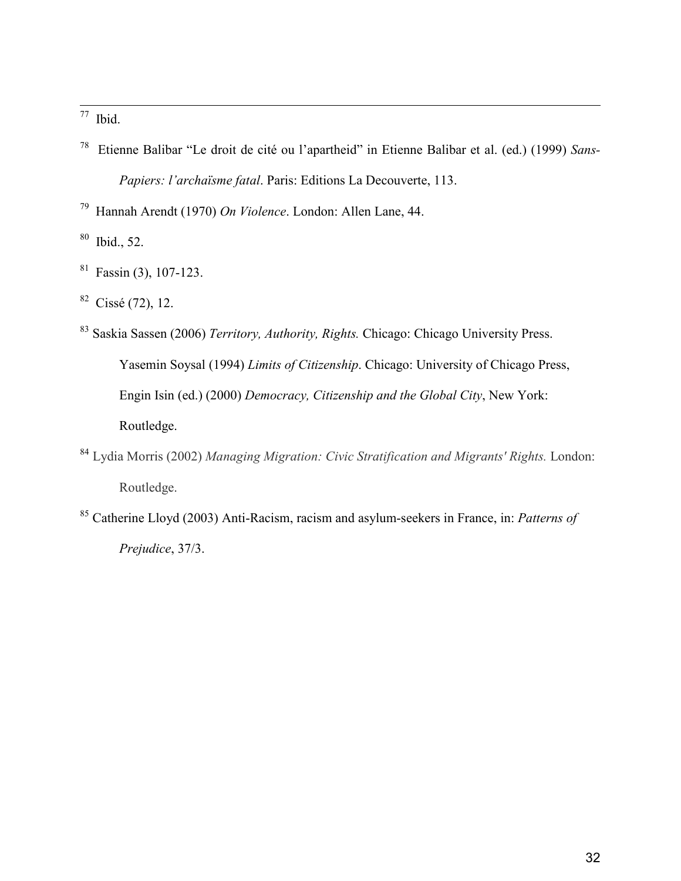[77] Ibid.

[78] Etienne Balibar "Le droit de cité ou l'apartheid" in Etienne Balibar et al. (ed.) (1999) *Sans-Papiers: l'archaïsme fatal*. Paris: Editions La Decouverte, 113.

[79] Hannah Arendt (1970) *On Violence*. London: Allen Lane, 44.

[80] Ibid., 52.

[81] Fassin (3), 107-123.

[82] Cissé (72), 12.

[83] Saskia Sassen (2006) *Territory, Authority, Rights.* Chicago: Chicago University Press. Yasemin Soysal (1994) *Limits of Citizenship*. Chicago: University of Chicago Press, Engin Isin (ed.) (2000) *Democracy, Citizenship and the Global City*, New York: Routledge.

[84] Lydia Morris (2002) *Managing Migration: Civic Stratification and Migrants' Rights.* London: Routledge.

[85] Catherine Lloyd (2003) Anti-Racism, racism and asylum-seekers in France, in: *Patterns of Prejudice*, 37/3.